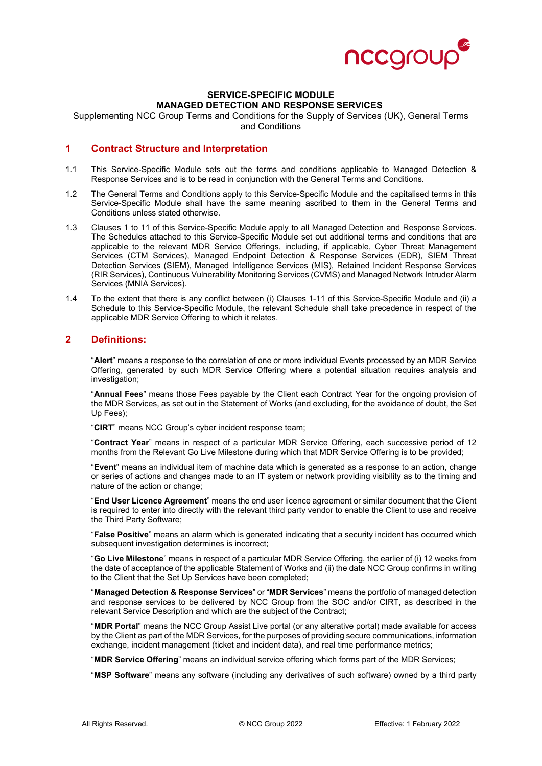**SERVICE-SPECIFIC MODULE**
**MANAGED DETECTION AND RESPONSE SERVICES**

Supplementing NCC Group Terms and Conditions for the Supply of Services (UK), General Terms and Conditions

## 1 Contract Structure and Interpretation

1.1 This Service-Specific Module sets out the terms and conditions applicable to Managed Detection & Response Services and is to be read in conjunction with the General Terms and Conditions.

1.2 The General Terms and Conditions apply to this Service-Specific Module and the capitalised terms in this Service-Specific Module shall have the same meaning ascribed to them in the General Terms and Conditions unless stated otherwise.

1.3 Clauses 1 to 11 of this Service-Specific Module apply to all Managed Detection and Response Services. The Schedules attached to this Service-Specific Module set out additional terms and conditions that are applicable to the relevant MDR Service Offerings, including, if applicable, Cyber Threat Management Services (CTM Services), Managed Endpoint Detection & Response Services (EDR), SIEM Threat Detection Services (SIEM), Managed Intelligence Services (MIS), Retained Incident Response Services (RIR Services), Continuous Vulnerability Monitoring Services (CVMS) and Managed Network Intruder Alarm Services (MNIA Services).

1.4 To the extent that there is any conflict between (i) Clauses 1-11 of this Service-Specific Module and (ii) a Schedule to this Service-Specific Module, the relevant Schedule shall take precedence in respect of the applicable MDR Service Offering to which it relates.

## 2 Definitions:

"**Alert**" means a response to the correlation of one or more individual Events processed by an MDR Service Offering, generated by such MDR Service Offering where a potential situation requires analysis and investigation;

"**Annual Fees**" means those Fees payable by the Client each Contract Year for the ongoing provision of the MDR Services, as set out in the Statement of Works (and excluding, for the avoidance of doubt, the Set Up Fees);

"**CIRT**" means NCC Group's cyber incident response team;

"**Contract Year**" means in respect of a particular MDR Service Offering, each successive period of 12 months from the Relevant Go Live Milestone during which that MDR Service Offering is to be provided;

"**Event**" means an individual item of machine data which is generated as a response to an action, change or series of actions and changes made to an IT system or network providing visibility as to the timing and nature of the action or change;

"**End User Licence Agreement**" means the end user licence agreement or similar document that the Client is required to enter into directly with the relevant third party vendor to enable the Client to use and receive the Third Party Software;

"**False Positive**" means an alarm which is generated indicating that a security incident has occurred which subsequent investigation determines is incorrect;

"**Go Live Milestone**" means in respect of a particular MDR Service Offering, the earlier of (i) 12 weeks from the date of acceptance of the applicable Statement of Works and (ii) the date NCC Group confirms in writing to the Client that the Set Up Services have been completed;

"**Managed Detection & Response Services**" or "**MDR Services**" means the portfolio of managed detection and response services to be delivered by NCC Group from the SOC and/or CIRT, as described in the relevant Service Description and which are the subject of the Contract;

"**MDR Portal**" means the NCC Group Assist Live portal (or any alterative portal) made available for access by the Client as part of the MDR Services, for the purposes of providing secure communications, information exchange, incident management (ticket and incident data), and real time performance metrics;

"**MDR Service Offering**" means an individual service offering which forms part of the MDR Services;

"**MSP Software**" means any software (including any derivatives of such software) owned by a third party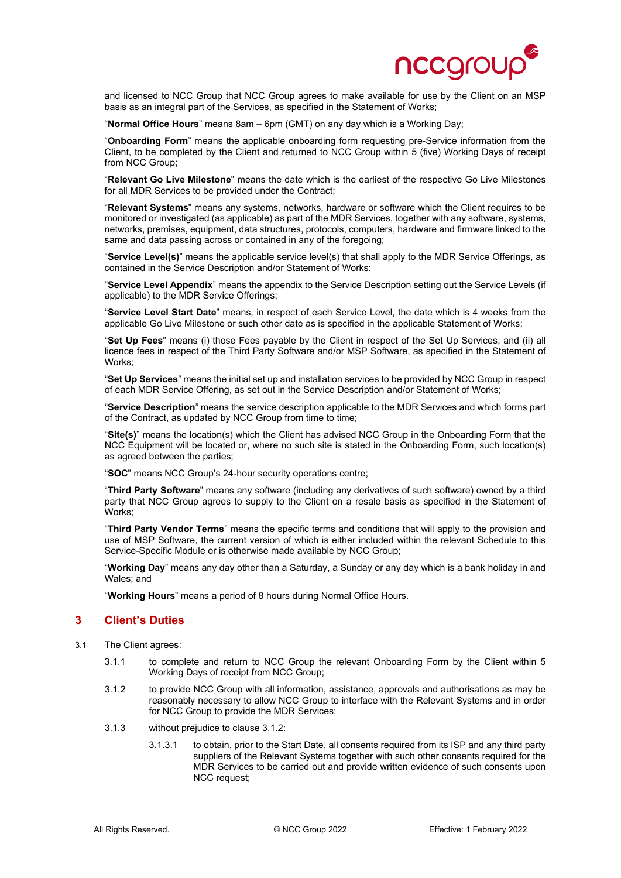and licensed to NCC Group that NCC Group agrees to make available for use by the Client on an MSP basis as an integral part of the Services, as specified in the Statement of Works;

"**Normal Office Hours**" means 8am – 6pm (GMT) on any day which is a Working Day;

"**Onboarding Form**" means the applicable onboarding form requesting pre-Service information from the Client, to be completed by the Client and returned to NCC Group within 5 (five) Working Days of receipt from NCC Group;

"**Relevant Go Live Milestone**" means the date which is the earliest of the respective Go Live Milestones for all MDR Services to be provided under the Contract;

"**Relevant Systems**" means any systems, networks, hardware or software which the Client requires to be monitored or investigated (as applicable) as part of the MDR Services, together with any software, systems, networks, premises, equipment, data structures, protocols, computers, hardware and firmware linked to the same and data passing across or contained in any of the foregoing;

"**Service Level(s)**" means the applicable service level(s) that shall apply to the MDR Service Offerings, as contained in the Service Description and/or Statement of Works;

"**Service Level Appendix**" means the appendix to the Service Description setting out the Service Levels (if applicable) to the MDR Service Offerings;

"**Service Level Start Date**" means, in respect of each Service Level, the date which is 4 weeks from the applicable Go Live Milestone or such other date as is specified in the applicable Statement of Works;

"**Set Up Fees**" means (i) those Fees payable by the Client in respect of the Set Up Services, and (ii) all licence fees in respect of the Third Party Software and/or MSP Software, as specified in the Statement of Works;

"**Set Up Services**" means the initial set up and installation services to be provided by NCC Group in respect of each MDR Service Offering, as set out in the Service Description and/or Statement of Works;

"**Service Description**" means the service description applicable to the MDR Services and which forms part of the Contract, as updated by NCC Group from time to time;

"**Site(s)**" means the location(s) which the Client has advised NCC Group in the Onboarding Form that the NCC Equipment will be located or, where no such site is stated in the Onboarding Form, such location(s) as agreed between the parties;

"**SOC**" means NCC Group's 24-hour security operations centre;

"**Third Party Software**" means any software (including any derivatives of such software) owned by a third party that NCC Group agrees to supply to the Client on a resale basis as specified in the Statement of Works;

"**Third Party Vendor Terms**" means the specific terms and conditions that will apply to the provision and use of MSP Software, the current version of which is either included within the relevant Schedule to this Service-Specific Module or is otherwise made available by NCC Group;

"**Working Day**" means any day other than a Saturday, a Sunday or any day which is a bank holiday in and Wales; and

"**Working Hours**" means a period of 8 hours during Normal Office Hours.

## 3 Client's Duties

3.1 The Client agrees:

3.1.1 to complete and return to NCC Group the relevant Onboarding Form by the Client within 5 Working Days of receipt from NCC Group;

3.1.2 to provide NCC Group with all information, assistance, approvals and authorisations as may be reasonably necessary to allow NCC Group to interface with the Relevant Systems and in order for NCC Group to provide the MDR Services;

3.1.3 without prejudice to clause 3.1.2:

3.1.3.1 to obtain, prior to the Start Date, all consents required from its ISP and any third party suppliers of the Relevant Systems together with such other consents required for the MDR Services to be carried out and provide written evidence of such consents upon NCC request;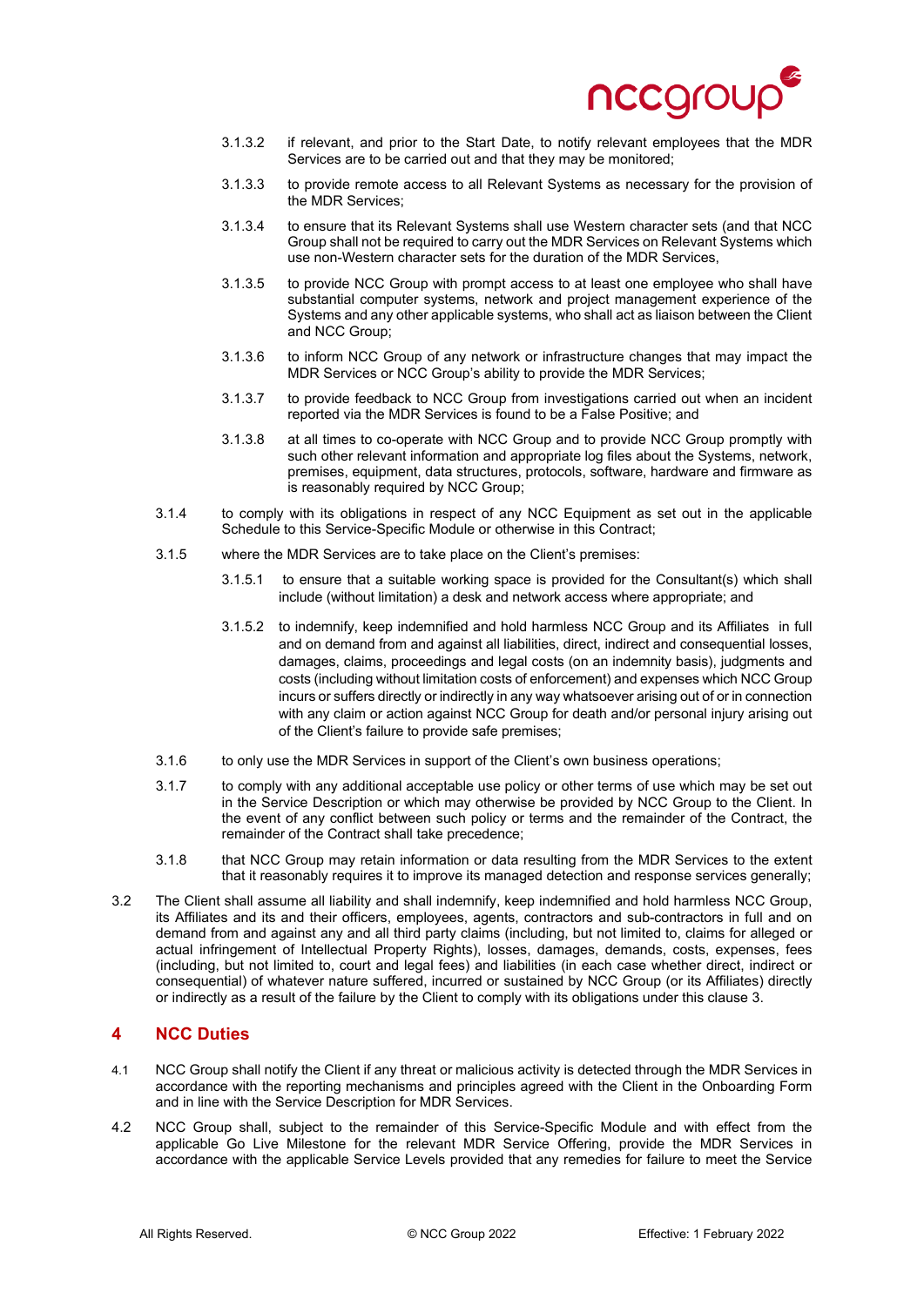3.1.3.2 if relevant, and prior to the Start Date, to notify relevant employees that the MDR Services are to be carried out and that they may be monitored;

3.1.3.3 to provide remote access to all Relevant Systems as necessary for the provision of the MDR Services;

3.1.3.4 to ensure that its Relevant Systems shall use Western character sets (and that NCC Group shall not be required to carry out the MDR Services on Relevant Systems which use non-Western character sets for the duration of the MDR Services,

3.1.3.5 to provide NCC Group with prompt access to at least one employee who shall have substantial computer systems, network and project management experience of the Systems and any other applicable systems, who shall act as liaison between the Client and NCC Group;

3.1.3.6 to inform NCC Group of any network or infrastructure changes that may impact the MDR Services or NCC Group's ability to provide the MDR Services;

3.1.3.7 to provide feedback to NCC Group from investigations carried out when an incident reported via the MDR Services is found to be a False Positive; and

3.1.3.8 at all times to co-operate with NCC Group and to provide NCC Group promptly with such other relevant information and appropriate log files about the Systems, network, premises, equipment, data structures, protocols, software, hardware and firmware as is reasonably required by NCC Group;

3.1.4 to comply with its obligations in respect of any NCC Equipment as set out in the applicable Schedule to this Service-Specific Module or otherwise in this Contract;

3.1.5 where the MDR Services are to take place on the Client's premises:

3.1.5.1 to ensure that a suitable working space is provided for the Consultant(s) which shall include (without limitation) a desk and network access where appropriate; and

3.1.5.2 to indemnify, keep indemnified and hold harmless NCC Group and its Affiliates in full and on demand from and against all liabilities, direct, indirect and consequential losses, damages, claims, proceedings and legal costs (on an indemnity basis), judgments and costs (including without limitation costs of enforcement) and expenses which NCC Group incurs or suffers directly or indirectly in any way whatsoever arising out of or in connection with any claim or action against NCC Group for death and/or personal injury arising out of the Client's failure to provide safe premises;

3.1.6 to only use the MDR Services in support of the Client's own business operations;

3.1.7 to comply with any additional acceptable use policy or other terms of use which may be set out in the Service Description or which may otherwise be provided by NCC Group to the Client. In the event of any conflict between such policy or terms and the remainder of the Contract, the remainder of the Contract shall take precedence;

3.1.8 that NCC Group may retain information or data resulting from the MDR Services to the extent that it reasonably requires it to improve its managed detection and response services generally;

3.2 The Client shall assume all liability and shall indemnify, keep indemnified and hold harmless NCC Group, its Affiliates and its and their officers, employees, agents, contractors and sub-contractors in full and on demand from and against any and all third party claims (including, but not limited to, claims for alleged or actual infringement of Intellectual Property Rights), losses, damages, demands, costs, expenses, fees (including, but not limited to, court and legal fees) and liabilities (in each case whether direct, indirect or consequential) of whatever nature suffered, incurred or sustained by NCC Group (or its Affiliates) directly or indirectly as a result of the failure by the Client to comply with its obligations under this clause 3.

## 4 NCC Duties

4.1 NCC Group shall notify the Client if any threat or malicious activity is detected through the MDR Services in accordance with the reporting mechanisms and principles agreed with the Client in the Onboarding Form and in line with the Service Description for MDR Services.

4.2 NCC Group shall, subject to the remainder of this Service-Specific Module and with effect from the applicable Go Live Milestone for the relevant MDR Service Offering, provide the MDR Services in accordance with the applicable Service Levels provided that any remedies for failure to meet the Service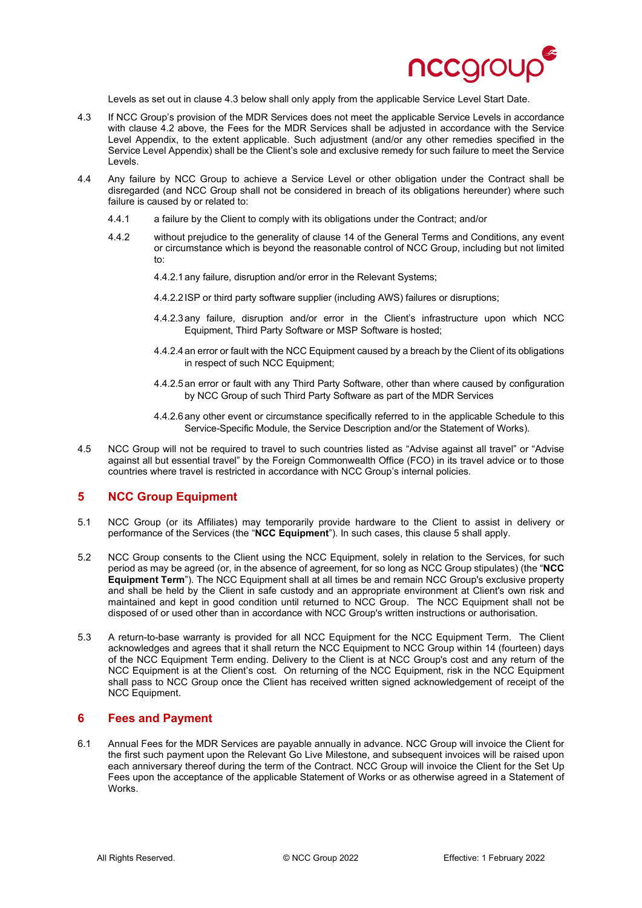Levels as set out in clause 4.3 below shall only apply from the applicable Service Level Start Date.

4.3 If NCC Group's provision of the MDR Services does not meet the applicable Service Levels in accordance with clause 4.2 above, the Fees for the MDR Services shall be adjusted in accordance with the Service Level Appendix, to the extent applicable. Such adjustment (and/or any other remedies specified in the Service Level Appendix) shall be the Client's sole and exclusive remedy for such failure to meet the Service Levels.

4.4 Any failure by NCC Group to achieve a Service Level or other obligation under the Contract shall be disregarded (and NCC Group shall not be considered in breach of its obligations hereunder) where such failure is caused by or related to:

4.4.1 a failure by the Client to comply with its obligations under the Contract; and/or

4.4.2 without prejudice to the generality of clause 14 of the General Terms and Conditions, any event or circumstance which is beyond the reasonable control of NCC Group, including but not limited to:

4.4.2.1 any failure, disruption and/or error in the Relevant Systems;

4.4.2.2 ISP or third party software supplier (including AWS) failures or disruptions;

4.4.2.3 any failure, disruption and/or error in the Client's infrastructure upon which NCC Equipment, Third Party Software or MSP Software is hosted;

4.4.2.4 an error or fault with the NCC Equipment caused by a breach by the Client of its obligations in respect of such NCC Equipment;

4.4.2.5 an error or fault with any Third Party Software, other than where caused by configuration by NCC Group of such Third Party Software as part of the MDR Services

4.4.2.6 any other event or circumstance specifically referred to in the applicable Schedule to this Service-Specific Module, the Service Description and/or the Statement of Works).

4.5 NCC Group will not be required to travel to such countries listed as "Advise against all travel" or "Advise against all but essential travel" by the Foreign Commonwealth Office (FCO) in its travel advice or to those countries where travel is restricted in accordance with NCC Group's internal policies.

## 5 NCC Group Equipment

5.1 NCC Group (or its Affiliates) may temporarily provide hardware to the Client to assist in delivery or performance of the Services (the "**NCC Equipment**"). In such cases, this clause 5 shall apply.

5.2 NCC Group consents to the Client using the NCC Equipment, solely in relation to the Services, for such period as may be agreed (or, in the absence of agreement, for so long as NCC Group stipulates) (the "**NCC Equipment Term**"). The NCC Equipment shall at all times be and remain NCC Group's exclusive property and shall be held by the Client in safe custody and an appropriate environment at Client's own risk and maintained and kept in good condition until returned to NCC Group. The NCC Equipment shall not be disposed of or used other than in accordance with NCC Group's written instructions or authorisation.

5.3 A return-to-base warranty is provided for all NCC Equipment for the NCC Equipment Term. The Client acknowledges and agrees that it shall return the NCC Equipment to NCC Group within 14 (fourteen) days of the NCC Equipment Term ending. Delivery to the Client is at NCC Group's cost and any return of the NCC Equipment is at the Client's cost. On returning of the NCC Equipment, risk in the NCC Equipment shall pass to NCC Group once the Client has received written signed acknowledgement of receipt of the NCC Equipment.

## 6 Fees and Payment

6.1 Annual Fees for the MDR Services are payable annually in advance. NCC Group will invoice the Client for the first such payment upon the Relevant Go Live Milestone, and subsequent invoices will be raised upon each anniversary thereof during the term of the Contract. NCC Group will invoice the Client for the Set Up Fees upon the acceptance of the applicable Statement of Works or as otherwise agreed in a Statement of Works.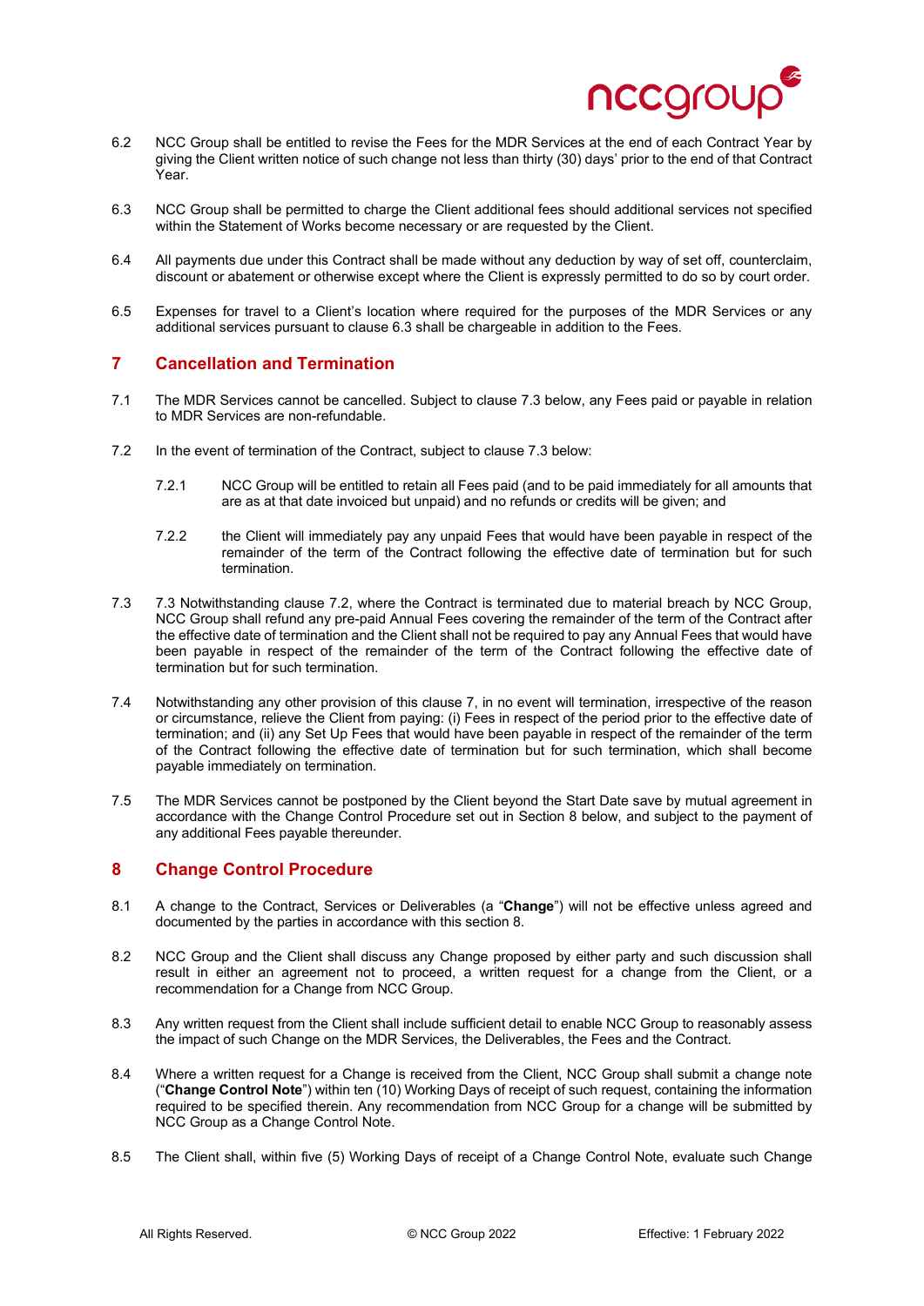6.2 NCC Group shall be entitled to revise the Fees for the MDR Services at the end of each Contract Year by giving the Client written notice of such change not less than thirty (30) days' prior to the end of that Contract Year.

6.3 NCC Group shall be permitted to charge the Client additional fees should additional services not specified within the Statement of Works become necessary or are requested by the Client.

6.4 All payments due under this Contract shall be made without any deduction by way of set off, counterclaim, discount or abatement or otherwise except where the Client is expressly permitted to do so by court order.

6.5 Expenses for travel to a Client's location where required for the purposes of the MDR Services or any additional services pursuant to clause 6.3 shall be chargeable in addition to the Fees.

## 7 Cancellation and Termination

7.1 The MDR Services cannot be cancelled. Subject to clause 7.3 below, any Fees paid or payable in relation to MDR Services are non-refundable.

7.2 In the event of termination of the Contract, subject to clause 7.3 below:

7.2.1 NCC Group will be entitled to retain all Fees paid (and to be paid immediately for all amounts that are as at that date invoiced but unpaid) and no refunds or credits will be given; and

7.2.2 the Client will immediately pay any unpaid Fees that would have been payable in respect of the remainder of the term of the Contract following the effective date of termination but for such termination.

7.3 7.3 Notwithstanding clause 7.2, where the Contract is terminated due to material breach by NCC Group, NCC Group shall refund any pre-paid Annual Fees covering the remainder of the term of the Contract after the effective date of termination and the Client shall not be required to pay any Annual Fees that would have been payable in respect of the remainder of the term of the Contract following the effective date of termination but for such termination.

7.4 Notwithstanding any other provision of this clause 7, in no event will termination, irrespective of the reason or circumstance, relieve the Client from paying: (i) Fees in respect of the period prior to the effective date of termination; and (ii) any Set Up Fees that would have been payable in respect of the remainder of the term of the Contract following the effective date of termination but for such termination, which shall become payable immediately on termination.

7.5 The MDR Services cannot be postponed by the Client beyond the Start Date save by mutual agreement in accordance with the Change Control Procedure set out in Section 8 below, and subject to the payment of any additional Fees payable thereunder.

## 8 Change Control Procedure

8.1 A change to the Contract, Services or Deliverables (a "**Change**") will not be effective unless agreed and documented by the parties in accordance with this section 8.

8.2 NCC Group and the Client shall discuss any Change proposed by either party and such discussion shall result in either an agreement not to proceed, a written request for a change from the Client, or a recommendation for a Change from NCC Group.

8.3 Any written request from the Client shall include sufficient detail to enable NCC Group to reasonably assess the impact of such Change on the MDR Services, the Deliverables, the Fees and the Contract.

8.4 Where a written request for a Change is received from the Client, NCC Group shall submit a change note ("**Change Control Note**") within ten (10) Working Days of receipt of such request, containing the information required to be specified therein. Any recommendation from NCC Group for a change will be submitted by NCC Group as a Change Control Note.

8.5 The Client shall, within five (5) Working Days of receipt of a Change Control Note, evaluate such Change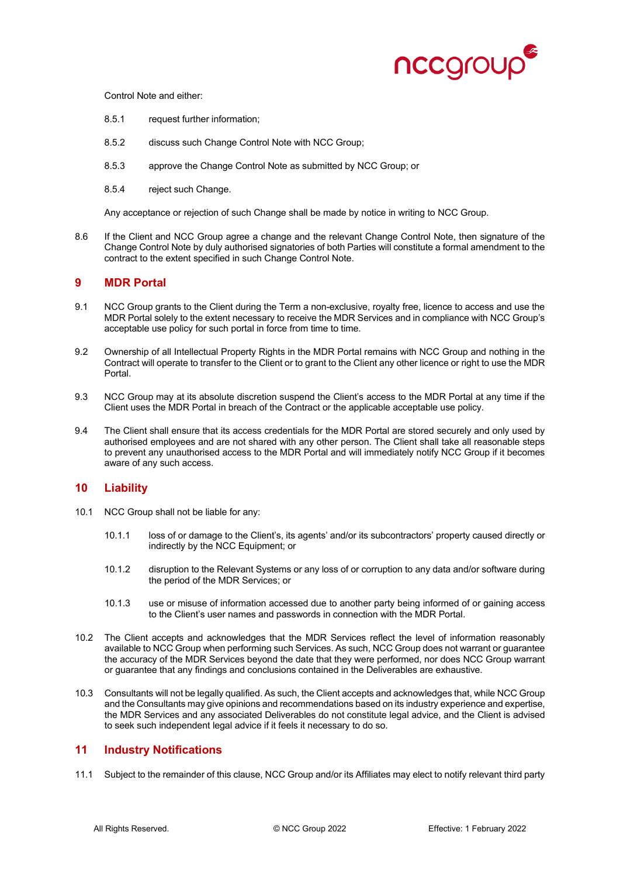Control Note and either:

8.5.1 request further information;

8.5.2 discuss such Change Control Note with NCC Group;

8.5.3 approve the Change Control Note as submitted by NCC Group; or

8.5.4 reject such Change.

Any acceptance or rejection of such Change shall be made by notice in writing to NCC Group.

8.6 If the Client and NCC Group agree a change and the relevant Change Control Note, then signature of the Change Control Note by duly authorised signatories of both Parties will constitute a formal amendment to the contract to the extent specified in such Change Control Note.

## 9 MDR Portal

9.1 NCC Group grants to the Client during the Term a non-exclusive, royalty free, licence to access and use the MDR Portal solely to the extent necessary to receive the MDR Services and in compliance with NCC Group's acceptable use policy for such portal in force from time to time.

9.2 Ownership of all Intellectual Property Rights in the MDR Portal remains with NCC Group and nothing in the Contract will operate to transfer to the Client or to grant to the Client any other licence or right to use the MDR Portal.

9.3 NCC Group may at its absolute discretion suspend the Client's access to the MDR Portal at any time if the Client uses the MDR Portal in breach of the Contract or the applicable acceptable use policy.

9.4 The Client shall ensure that its access credentials for the MDR Portal are stored securely and only used by authorised employees and are not shared with any other person. The Client shall take all reasonable steps to prevent any unauthorised access to the MDR Portal and will immediately notify NCC Group if it becomes aware of any such access.

## 10 Liability

10.1 NCC Group shall not be liable for any:

10.1.1 loss of or damage to the Client's, its agents' and/or its subcontractors' property caused directly or indirectly by the NCC Equipment; or

10.1.2 disruption to the Relevant Systems or any loss of or corruption to any data and/or software during the period of the MDR Services; or

10.1.3 use or misuse of information accessed due to another party being informed of or gaining access to the Client's user names and passwords in connection with the MDR Portal.

10.2 The Client accepts and acknowledges that the MDR Services reflect the level of information reasonably available to NCC Group when performing such Services. As such, NCC Group does not warrant or guarantee the accuracy of the MDR Services beyond the date that they were performed, nor does NCC Group warrant or guarantee that any findings and conclusions contained in the Deliverables are exhaustive.

10.3 Consultants will not be legally qualified. As such, the Client accepts and acknowledges that, while NCC Group and the Consultants may give opinions and recommendations based on its industry experience and expertise, the MDR Services and any associated Deliverables do not constitute legal advice, and the Client is advised to seek such independent legal advice if it feels it necessary to do so.

## 11 Industry Notifications

11.1 Subject to the remainder of this clause, NCC Group and/or its Affiliates may elect to notify relevant third party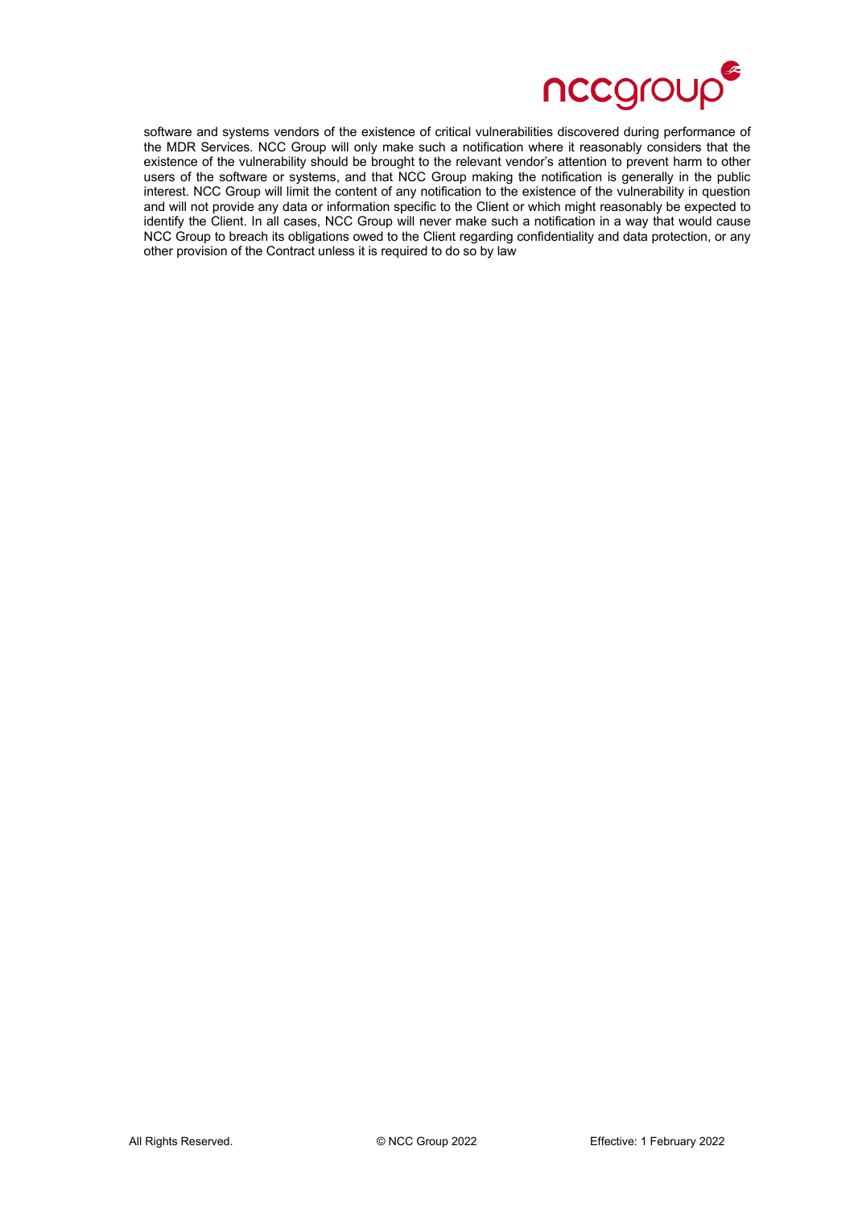software and systems vendors of the existence of critical vulnerabilities discovered during performance of the MDR Services. NCC Group will only make such a notification where it reasonably considers that the existence of the vulnerability should be brought to the relevant vendor's attention to prevent harm to other users of the software or systems, and that NCC Group making the notification is generally in the public interest. NCC Group will limit the content of any notification to the existence of the vulnerability in question and will not provide any data or information specific to the Client or which might reasonably be expected to identify the Client. In all cases, NCC Group will never make such a notification in a way that would cause NCC Group to breach its obligations owed to the Client regarding confidentiality and data protection, or any other provision of the Contract unless it is required to do so by law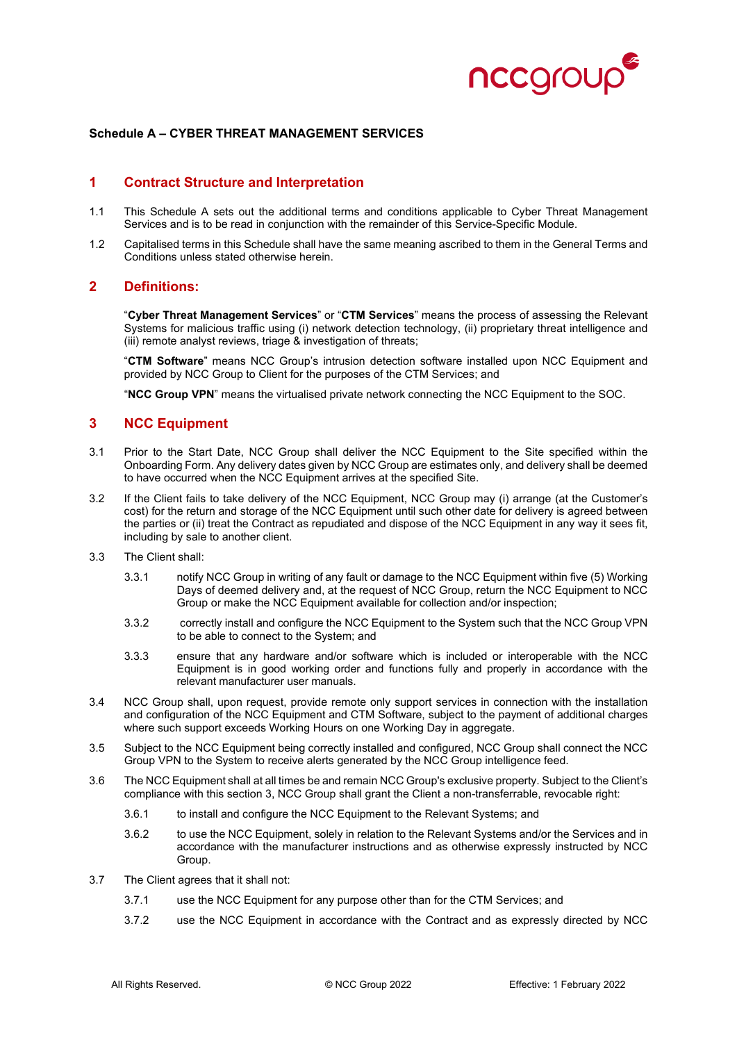**Schedule A – CYBER THREAT MANAGEMENT SERVICES**

## 1 Contract Structure and Interpretation

1.1 This Schedule A sets out the additional terms and conditions applicable to Cyber Threat Management Services and is to be read in conjunction with the remainder of this Service-Specific Module.

1.2 Capitalised terms in this Schedule shall have the same meaning ascribed to them in the General Terms and Conditions unless stated otherwise herein.

## 2 Definitions:

"**Cyber Threat Management Services**" or "**CTM Services**" means the process of assessing the Relevant Systems for malicious traffic using (i) network detection technology, (ii) proprietary threat intelligence and (iii) remote analyst reviews, triage & investigation of threats;

"**CTM Software**" means NCC Group's intrusion detection software installed upon NCC Equipment and provided by NCC Group to Client for the purposes of the CTM Services; and

"**NCC Group VPN**" means the virtualised private network connecting the NCC Equipment to the SOC.

## 3 NCC Equipment

3.1 Prior to the Start Date, NCC Group shall deliver the NCC Equipment to the Site specified within the Onboarding Form. Any delivery dates given by NCC Group are estimates only, and delivery shall be deemed to have occurred when the NCC Equipment arrives at the specified Site.

3.2 If the Client fails to take delivery of the NCC Equipment, NCC Group may (i) arrange (at the Customer's cost) for the return and storage of the NCC Equipment until such other date for delivery is agreed between the parties or (ii) treat the Contract as repudiated and dispose of the NCC Equipment in any way it sees fit, including by sale to another client.

3.3 The Client shall:

3.3.1 notify NCC Group in writing of any fault or damage to the NCC Equipment within five (5) Working Days of deemed delivery and, at the request of NCC Group, return the NCC Equipment to NCC Group or make the NCC Equipment available for collection and/or inspection;

3.3.2 correctly install and configure the NCC Equipment to the System such that the NCC Group VPN to be able to connect to the System; and

3.3.3 ensure that any hardware and/or software which is included or interoperable with the NCC Equipment is in good working order and functions fully and properly in accordance with the relevant manufacturer user manuals.

3.4 NCC Group shall, upon request, provide remote only support services in connection with the installation and configuration of the NCC Equipment and CTM Software, subject to the payment of additional charges where such support exceeds Working Hours on one Working Day in aggregate.

3.5 Subject to the NCC Equipment being correctly installed and configured, NCC Group shall connect the NCC Group VPN to the System to receive alerts generated by the NCC Group intelligence feed.

3.6 The NCC Equipment shall at all times be and remain NCC Group's exclusive property. Subject to the Client's compliance with this section 3, NCC Group shall grant the Client a non-transferrable, revocable right:

3.6.1 to install and configure the NCC Equipment to the Relevant Systems; and

3.6.2 to use the NCC Equipment, solely in relation to the Relevant Systems and/or the Services and in accordance with the manufacturer instructions and as otherwise expressly instructed by NCC Group.

3.7 The Client agrees that it shall not:

3.7.1 use the NCC Equipment for any purpose other than for the CTM Services; and

3.7.2 use the NCC Equipment in accordance with the Contract and as expressly directed by NCC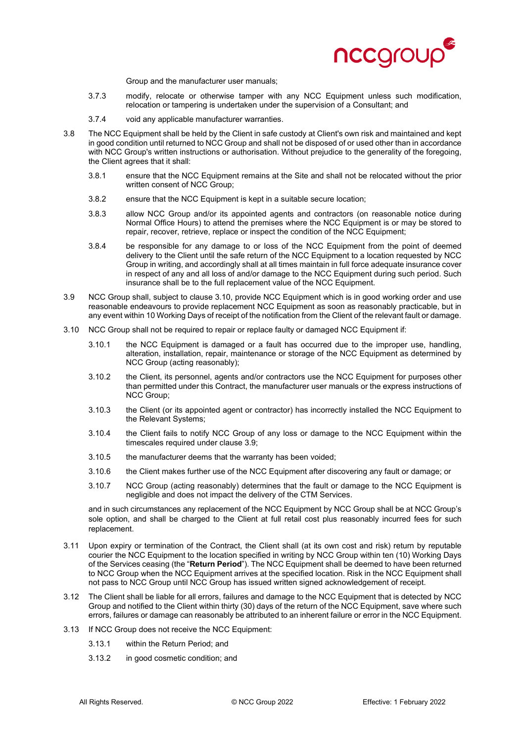Group and the manufacturer user manuals;

3.7.3 modify, relocate or otherwise tamper with any NCC Equipment unless such modification, relocation or tampering is undertaken under the supervision of a Consultant; and

3.7.4 void any applicable manufacturer warranties.

3.8 The NCC Equipment shall be held by the Client in safe custody at Client's own risk and maintained and kept in good condition until returned to NCC Group and shall not be disposed of or used other than in accordance with NCC Group's written instructions or authorisation. Without prejudice to the generality of the foregoing, the Client agrees that it shall:

3.8.1 ensure that the NCC Equipment remains at the Site and shall not be relocated without the prior written consent of NCC Group;

3.8.2 ensure that the NCC Equipment is kept in a suitable secure location;

3.8.3 allow NCC Group and/or its appointed agents and contractors (on reasonable notice during Normal Office Hours) to attend the premises where the NCC Equipment is or may be stored to repair, recover, retrieve, replace or inspect the condition of the NCC Equipment;

3.8.4 be responsible for any damage to or loss of the NCC Equipment from the point of deemed delivery to the Client until the safe return of the NCC Equipment to a location requested by NCC Group in writing, and accordingly shall at all times maintain in full force adequate insurance cover in respect of any and all loss of and/or damage to the NCC Equipment during such period. Such insurance shall be to the full replacement value of the NCC Equipment.

3.9 NCC Group shall, subject to clause 3.10, provide NCC Equipment which is in good working order and use reasonable endeavours to provide replacement NCC Equipment as soon as reasonably practicable, but in any event within 10 Working Days of receipt of the notification from the Client of the relevant fault or damage.

3.10 NCC Group shall not be required to repair or replace faulty or damaged NCC Equipment if:

3.10.1 the NCC Equipment is damaged or a fault has occurred due to the improper use, handling, alteration, installation, repair, maintenance or storage of the NCC Equipment as determined by NCC Group (acting reasonably);

3.10.2 the Client, its personnel, agents and/or contractors use the NCC Equipment for purposes other than permitted under this Contract, the manufacturer user manuals or the express instructions of NCC Group;

3.10.3 the Client (or its appointed agent or contractor) has incorrectly installed the NCC Equipment to the Relevant Systems;

3.10.4 the Client fails to notify NCC Group of any loss or damage to the NCC Equipment within the timescales required under clause 3.9;

3.10.5 the manufacturer deems that the warranty has been voided;

3.10.6 the Client makes further use of the NCC Equipment after discovering any fault or damage; or

3.10.7 NCC Group (acting reasonably) determines that the fault or damage to the NCC Equipment is negligible and does not impact the delivery of the CTM Services.

and in such circumstances any replacement of the NCC Equipment by NCC Group shall be at NCC Group's sole option, and shall be charged to the Client at full retail cost plus reasonably incurred fees for such replacement.

3.11 Upon expiry or termination of the Contract, the Client shall (at its own cost and risk) return by reputable courier the NCC Equipment to the location specified in writing by NCC Group within ten (10) Working Days of the Services ceasing (the "**Return Period**"). The NCC Equipment shall be deemed to have been returned to NCC Group when the NCC Equipment arrives at the specified location. Risk in the NCC Equipment shall not pass to NCC Group until NCC Group has issued written signed acknowledgement of receipt.

3.12 The Client shall be liable for all errors, failures and damage to the NCC Equipment that is detected by NCC Group and notified to the Client within thirty (30) days of the return of the NCC Equipment, save where such errors, failures or damage can reasonably be attributed to an inherent failure or error in the NCC Equipment.

3.13 If NCC Group does not receive the NCC Equipment:

3.13.1 within the Return Period; and

3.13.2 in good cosmetic condition; and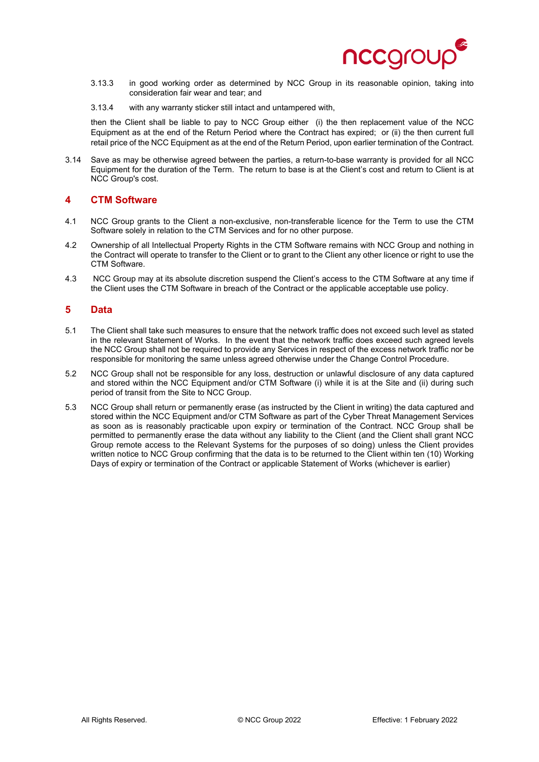3.13.3 in good working order as determined by NCC Group in its reasonable opinion, taking into consideration fair wear and tear; and

3.13.4 with any warranty sticker still intact and untampered with,

then the Client shall be liable to pay to NCC Group either (i) the then replacement value of the NCC Equipment as at the end of the Return Period where the Contract has expired; or (ii) the then current full retail price of the NCC Equipment as at the end of the Return Period, upon earlier termination of the Contract.

3.14 Save as may be otherwise agreed between the parties, a return-to-base warranty is provided for all NCC Equipment for the duration of the Term. The return to base is at the Client's cost and return to Client is at NCC Group's cost.

## 4 CTM Software

4.1 NCC Group grants to the Client a non-exclusive, non-transferable licence for the Term to use the CTM Software solely in relation to the CTM Services and for no other purpose.

4.2 Ownership of all Intellectual Property Rights in the CTM Software remains with NCC Group and nothing in the Contract will operate to transfer to the Client or to grant to the Client any other licence or right to use the CTM Software.

4.3 NCC Group may at its absolute discretion suspend the Client's access to the CTM Software at any time if the Client uses the CTM Software in breach of the Contract or the applicable acceptable use policy.

## 5 Data

5.1 The Client shall take such measures to ensure that the network traffic does not exceed such level as stated in the relevant Statement of Works. In the event that the network traffic does exceed such agreed levels the NCC Group shall not be required to provide any Services in respect of the excess network traffic nor be responsible for monitoring the same unless agreed otherwise under the Change Control Procedure.

5.2 NCC Group shall not be responsible for any loss, destruction or unlawful disclosure of any data captured and stored within the NCC Equipment and/or CTM Software (i) while it is at the Site and (ii) during such period of transit from the Site to NCC Group.

5.3 NCC Group shall return or permanently erase (as instructed by the Client in writing) the data captured and stored within the NCC Equipment and/or CTM Software as part of the Cyber Threat Management Services as soon as is reasonably practicable upon expiry or termination of the Contract. NCC Group shall be permitted to permanently erase the data without any liability to the Client (and the Client shall grant NCC Group remote access to the Relevant Systems for the purposes of so doing) unless the Client provides written notice to NCC Group confirming that the data is to be returned to the Client within ten (10) Working Days of expiry or termination of the Contract or applicable Statement of Works (whichever is earlier)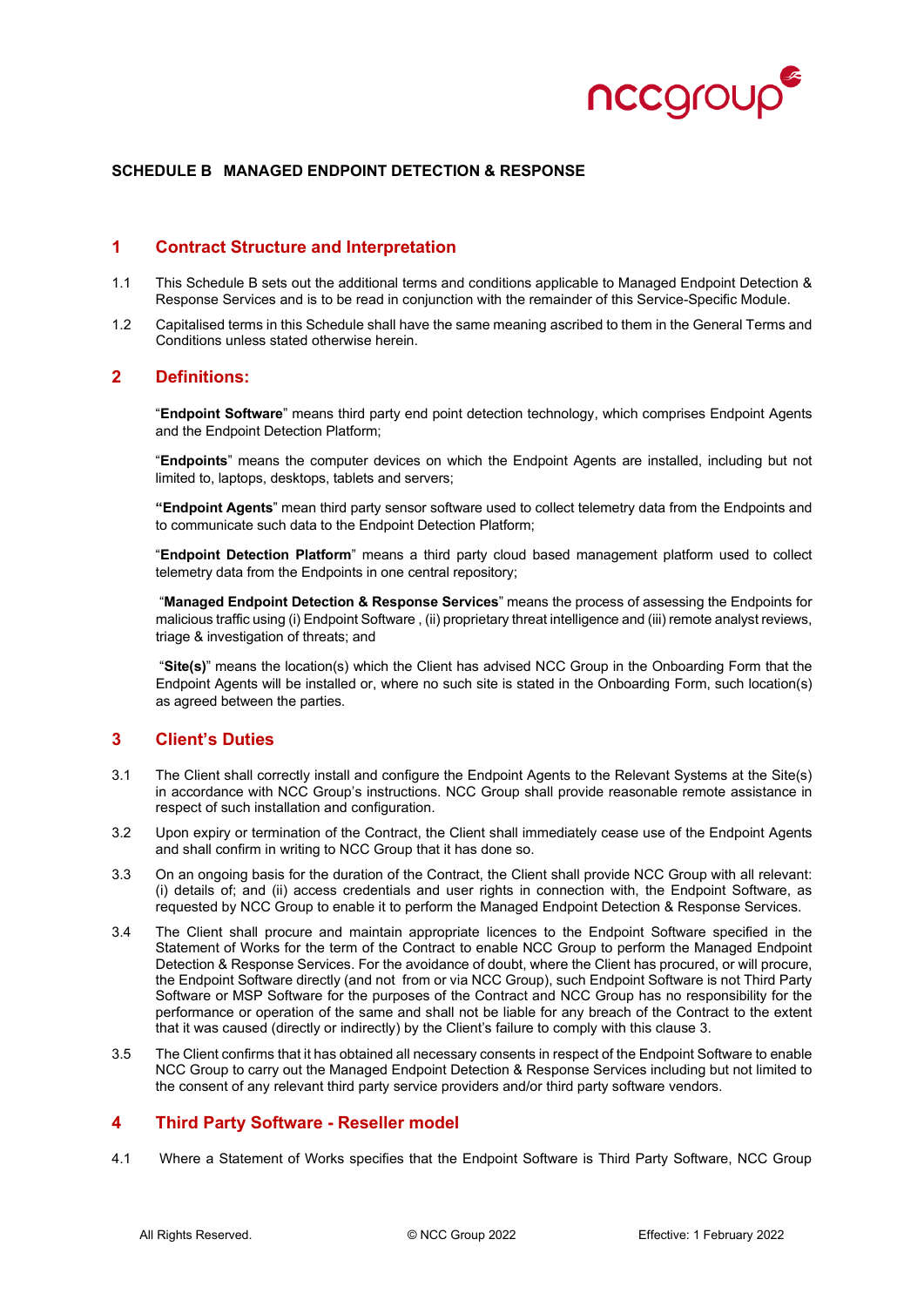**SCHEDULE B MANAGED ENDPOINT DETECTION & RESPONSE**

## 1 Contract Structure and Interpretation

1.1 This Schedule B sets out the additional terms and conditions applicable to Managed Endpoint Detection & Response Services and is to be read in conjunction with the remainder of this Service-Specific Module.

1.2 Capitalised terms in this Schedule shall have the same meaning ascribed to them in the General Terms and Conditions unless stated otherwise herein.

## 2 Definitions:

"**Endpoint Software**" means third party end point detection technology, which comprises Endpoint Agents and the Endpoint Detection Platform;

"**Endpoints**" means the computer devices on which the Endpoint Agents are installed, including but not limited to, laptops, desktops, tablets and servers;

**"Endpoint Agents**" mean third party sensor software used to collect telemetry data from the Endpoints and to communicate such data to the Endpoint Detection Platform;

"**Endpoint Detection Platform**" means a third party cloud based management platform used to collect telemetry data from the Endpoints in one central repository;

"**Managed Endpoint Detection & Response Services**" means the process of assessing the Endpoints for malicious traffic using (i) Endpoint Software , (ii) proprietary threat intelligence and (iii) remote analyst reviews, triage & investigation of threats; and

"**Site(s)**" means the location(s) which the Client has advised NCC Group in the Onboarding Form that the Endpoint Agents will be installed or, where no such site is stated in the Onboarding Form, such location(s) as agreed between the parties.

## 3 Client's Duties

3.1 The Client shall correctly install and configure the Endpoint Agents to the Relevant Systems at the Site(s) in accordance with NCC Group's instructions. NCC Group shall provide reasonable remote assistance in respect of such installation and configuration.

3.2 Upon expiry or termination of the Contract, the Client shall immediately cease use of the Endpoint Agents and shall confirm in writing to NCC Group that it has done so.

3.3 On an ongoing basis for the duration of the Contract, the Client shall provide NCC Group with all relevant: (i) details of; and (ii) access credentials and user rights in connection with, the Endpoint Software, as requested by NCC Group to enable it to perform the Managed Endpoint Detection & Response Services.

3.4 The Client shall procure and maintain appropriate licences to the Endpoint Software specified in the Statement of Works for the term of the Contract to enable NCC Group to perform the Managed Endpoint Detection & Response Services. For the avoidance of doubt, where the Client has procured, or will procure, the Endpoint Software directly (and not from or via NCC Group), such Endpoint Software is not Third Party Software or MSP Software for the purposes of the Contract and NCC Group has no responsibility for the performance or operation of the same and shall not be liable for any breach of the Contract to the extent that it was caused (directly or indirectly) by the Client's failure to comply with this clause 3.

3.5 The Client confirms that it has obtained all necessary consents in respect of the Endpoint Software to enable NCC Group to carry out the Managed Endpoint Detection & Response Services including but not limited to the consent of any relevant third party service providers and/or third party software vendors.

## 4 Third Party Software - Reseller model

4.1 Where a Statement of Works specifies that the Endpoint Software is Third Party Software, NCC Group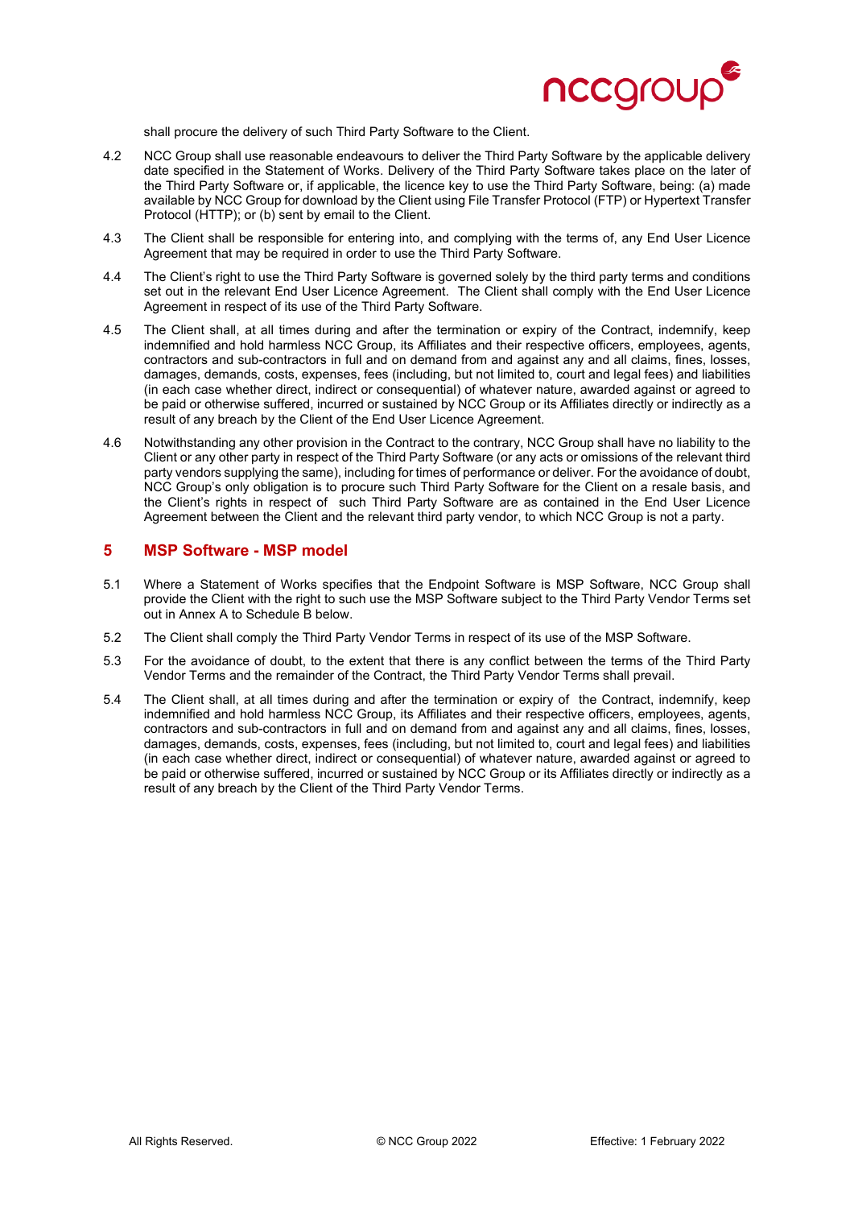shall procure the delivery of such Third Party Software to the Client.

4.2 NCC Group shall use reasonable endeavours to deliver the Third Party Software by the applicable delivery date specified in the Statement of Works. Delivery of the Third Party Software takes place on the later of the Third Party Software or, if applicable, the licence key to use the Third Party Software, being: (a) made available by NCC Group for download by the Client using File Transfer Protocol (FTP) or Hypertext Transfer Protocol (HTTP); or (b) sent by email to the Client.

4.3 The Client shall be responsible for entering into, and complying with the terms of, any End User Licence Agreement that may be required in order to use the Third Party Software.

4.4 The Client's right to use the Third Party Software is governed solely by the third party terms and conditions set out in the relevant End User Licence Agreement. The Client shall comply with the End User Licence Agreement in respect of its use of the Third Party Software.

4.5 The Client shall, at all times during and after the termination or expiry of the Contract, indemnify, keep indemnified and hold harmless NCC Group, its Affiliates and their respective officers, employees, agents, contractors and sub-contractors in full and on demand from and against any and all claims, fines, losses, damages, demands, costs, expenses, fees (including, but not limited to, court and legal fees) and liabilities (in each case whether direct, indirect or consequential) of whatever nature, awarded against or agreed to be paid or otherwise suffered, incurred or sustained by NCC Group or its Affiliates directly or indirectly as a result of any breach by the Client of the End User Licence Agreement.

4.6 Notwithstanding any other provision in the Contract to the contrary, NCC Group shall have no liability to the Client or any other party in respect of the Third Party Software (or any acts or omissions of the relevant third party vendors supplying the same), including for times of performance or deliver. For the avoidance of doubt, NCC Group's only obligation is to procure such Third Party Software for the Client on a resale basis, and the Client's rights in respect of such Third Party Software are as contained in the End User Licence Agreement between the Client and the relevant third party vendor, to which NCC Group is not a party.

## 5 MSP Software - MSP model

5.1 Where a Statement of Works specifies that the Endpoint Software is MSP Software, NCC Group shall provide the Client with the right to such use the MSP Software subject to the Third Party Vendor Terms set out in Annex A to Schedule B below.

5.2 The Client shall comply the Third Party Vendor Terms in respect of its use of the MSP Software.

5.3 For the avoidance of doubt, to the extent that there is any conflict between the terms of the Third Party Vendor Terms and the remainder of the Contract, the Third Party Vendor Terms shall prevail.

5.4 The Client shall, at all times during and after the termination or expiry of the Contract, indemnify, keep indemnified and hold harmless NCC Group, its Affiliates and their respective officers, employees, agents, contractors and sub-contractors in full and on demand from and against any and all claims, fines, losses, damages, demands, costs, expenses, fees (including, but not limited to, court and legal fees) and liabilities (in each case whether direct, indirect or consequential) of whatever nature, awarded against or agreed to be paid or otherwise suffered, incurred or sustained by NCC Group or its Affiliates directly or indirectly as a result of any breach by the Client of the Third Party Vendor Terms.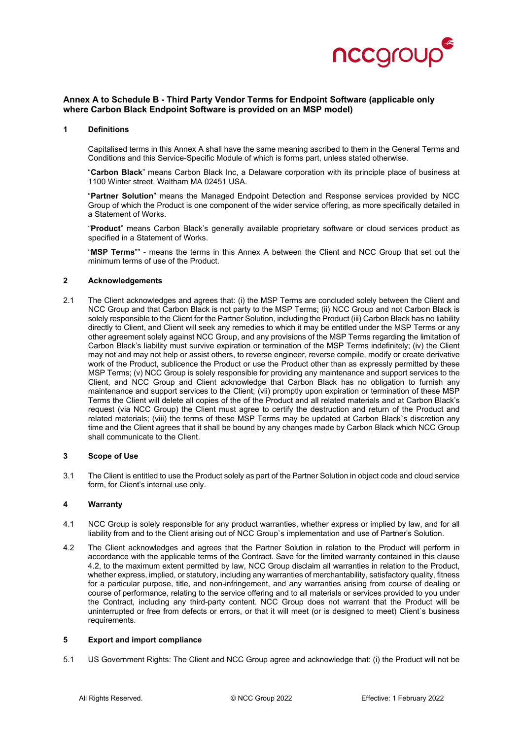## Annex A to Schedule B - Third Party Vendor Terms for Endpoint Software (applicable only where Carbon Black Endpoint Software is provided on an MSP model)

### 1 Definitions

Capitalised terms in this Annex A shall have the same meaning ascribed to them in the General Terms and Conditions and this Service-Specific Module of which is forms part, unless stated otherwise.

"**Carbon Black**" means Carbon Black Inc, a Delaware corporation with its principle place of business at 1100 Winter street, Waltham MA 02451 USA.

"**Partner Solution**" means the Managed Endpoint Detection and Response services provided by NCC Group of which the Product is one component of the wider service offering, as more specifically detailed in a Statement of Works.

"**Product**" means Carbon Black's generally available proprietary software or cloud services product as specified in a Statement of Works.

"**MSP Terms**"" - means the terms in this Annex A between the Client and NCC Group that set out the minimum terms of use of the Product.

### 2 Acknowledgements

2.1 The Client acknowledges and agrees that: (i) the MSP Terms are concluded solely between the Client and NCC Group and that Carbon Black is not party to the MSP Terms; (ii) NCC Group and not Carbon Black is solely responsible to the Client for the Partner Solution, including the Product (iii) Carbon Black has no liability directly to Client, and Client will seek any remedies to which it may be entitled under the MSP Terms or any other agreement solely against NCC Group, and any provisions of the MSP Terms regarding the limitation of Carbon Black's liability must survive expiration or termination of the MSP Terms indefinitely; (iv) the Client may not and may not help or assist others, to reverse engineer, reverse compile, modify or create derivative work of the Product, sublicence the Product or use the Product other than as expressly permitted by these MSP Terms; (v) NCC Group is solely responsible for providing any maintenance and support services to the Client, and NCC Group and Client acknowledge that Carbon Black has no obligation to furnish any maintenance and support services to the Client; (vii) promptly upon expiration or termination of these MSP Terms the Client will delete all copies of the of the Product and all related materials and at Carbon Black's request (via NCC Group) the Client must agree to certify the destruction and return of the Product and related materials; (viii) the terms of these MSP Terms may be updated at Carbon Black`s discretion any time and the Client agrees that it shall be bound by any changes made by Carbon Black which NCC Group shall communicate to the Client.

### 3 Scope of Use

3.1 The Client is entitled to use the Product solely as part of the Partner Solution in object code and cloud service form, for Client's internal use only.

### 4 Warranty

4.1 NCC Group is solely responsible for any product warranties, whether express or implied by law, and for all liability from and to the Client arising out of NCC Group`s implementation and use of Partner's Solution.

4.2 The Client acknowledges and agrees that the Partner Solution in relation to the Product will perform in accordance with the applicable terms of the Contract. Save for the limited warranty contained in this clause 4.2, to the maximum extent permitted by law, NCC Group disclaim all warranties in relation to the Product, whether express, implied, or statutory, including any warranties of merchantability, satisfactory quality, fitness for a particular purpose, title, and non-infringement, and any warranties arising from course of dealing or course of performance, relating to the service offering and to all materials or services provided to you under the Contract, including any third-party content. NCC Group does not warrant that the Product will be uninterrupted or free from defects or errors, or that it will meet (or is designed to meet) Client`s business requirements.

### 5 Export and import compliance

5.1 US Government Rights: The Client and NCC Group agree and acknowledge that: (i) the Product will not be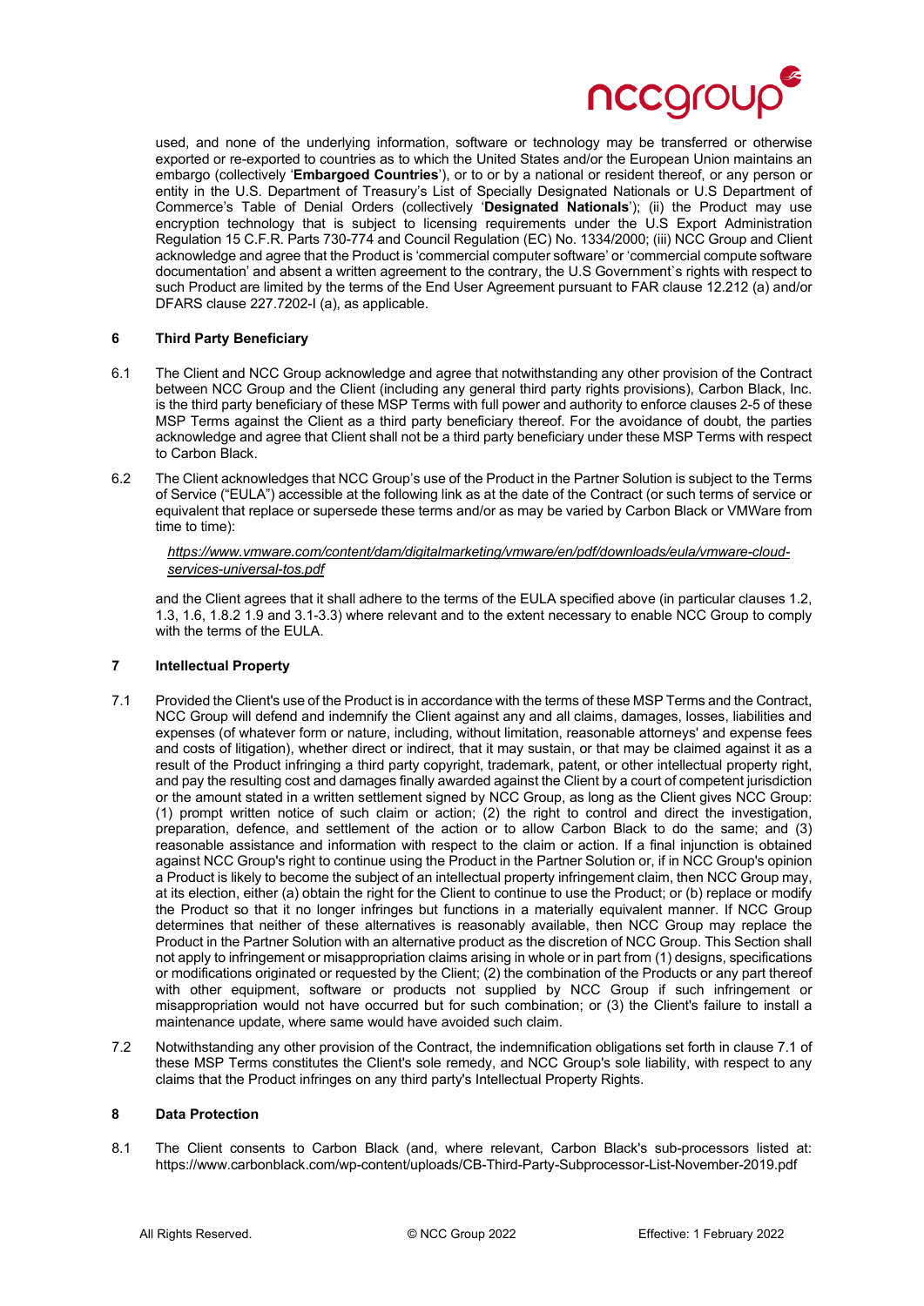used, and none of the underlying information, software or technology may be transferred or otherwise exported or re-exported to countries as to which the United States and/or the European Union maintains an embargo (collectively '**Embargoed Countries**'), or to or by a national or resident thereof, or any person or entity in the U.S. Department of Treasury's List of Specially Designated Nationals or U.S Department of Commerce's Table of Denial Orders (collectively '**Designated Nationals**'); (ii) the Product may use encryption technology that is subject to licensing requirements under the U.S Export Administration Regulation 15 C.F.R. Parts 730-774 and Council Regulation (EC) No. 1334/2000; (iii) NCC Group and Client acknowledge and agree that the Product is 'commercial computer software' or 'commercial compute software documentation' and absent a written agreement to the contrary, the U.S Government`s rights with respect to such Product are limited by the terms of the End User Agreement pursuant to FAR clause 12.212 (a) and/or DFARS clause 227.7202-I (a), as applicable.

## 6 Third Party Beneficiary

6.1 The Client and NCC Group acknowledge and agree that notwithstanding any other provision of the Contract between NCC Group and the Client (including any general third party rights provisions), Carbon Black, Inc. is the third party beneficiary of these MSP Terms with full power and authority to enforce clauses 2-5 of these MSP Terms against the Client as a third party beneficiary thereof. For the avoidance of doubt, the parties acknowledge and agree that Client shall not be a third party beneficiary under these MSP Terms with respect to Carbon Black.

6.2 The Client acknowledges that NCC Group's use of the Product in the Partner Solution is subject to the Terms of Service ("EULA") accessible at the following link as at the date of the Contract (or such terms of service or equivalent that replace or supersede these terms and/or as may be varied by Carbon Black or VMWare from time to time):

*https://www.vmware.com/content/dam/digitalmarketing/vmware/en/pdf/downloads/eula/vmware-cloud-services-universal-tos.pdf*

and the Client agrees that it shall adhere to the terms of the EULA specified above (in particular clauses 1.2, 1.3, 1.6, 1.8.2 1.9 and 3.1-3.3) where relevant and to the extent necessary to enable NCC Group to comply with the terms of the EULA.

## 7 Intellectual Property

7.1 Provided the Client's use of the Product is in accordance with the terms of these MSP Terms and the Contract, NCC Group will defend and indemnify the Client against any and all claims, damages, losses, liabilities and expenses (of whatever form or nature, including, without limitation, reasonable attorneys' and expense fees and costs of litigation), whether direct or indirect, that it may sustain, or that may be claimed against it as a result of the Product infringing a third party copyright, trademark, patent, or other intellectual property right, and pay the resulting cost and damages finally awarded against the Client by a court of competent jurisdiction or the amount stated in a written settlement signed by NCC Group, as long as the Client gives NCC Group: (1) prompt written notice of such claim or action; (2) the right to control and direct the investigation, preparation, defence, and settlement of the action or to allow Carbon Black to do the same; and (3) reasonable assistance and information with respect to the claim or action. If a final injunction is obtained against NCC Group's right to continue using the Product in the Partner Solution or, if in NCC Group's opinion a Product is likely to become the subject of an intellectual property infringement claim, then NCC Group may, at its election, either (a) obtain the right for the Client to continue to use the Product; or (b) replace or modify the Product so that it no longer infringes but functions in a materially equivalent manner. If NCC Group determines that neither of these alternatives is reasonably available, then NCC Group may replace the Product in the Partner Solution with an alternative product as the discretion of NCC Group. This Section shall not apply to infringement or misappropriation claims arising in whole or in part from (1) designs, specifications or modifications originated or requested by the Client; (2) the combination of the Products or any part thereof with other equipment, software or products not supplied by NCC Group if such infringement or misappropriation would not have occurred but for such combination; or (3) the Client's failure to install a maintenance update, where same would have avoided such claim.

7.2 Notwithstanding any other provision of the Contract, the indemnification obligations set forth in clause 7.1 of these MSP Terms constitutes the Client's sole remedy, and NCC Group's sole liability, with respect to any claims that the Product infringes on any third party's Intellectual Property Rights.

## 8 Data Protection

8.1 The Client consents to Carbon Black (and, where relevant, Carbon Black's sub-processors listed at: https://www.carbonblack.com/wp-content/uploads/CB-Third-Party-Subprocessor-List-November-2019.pdf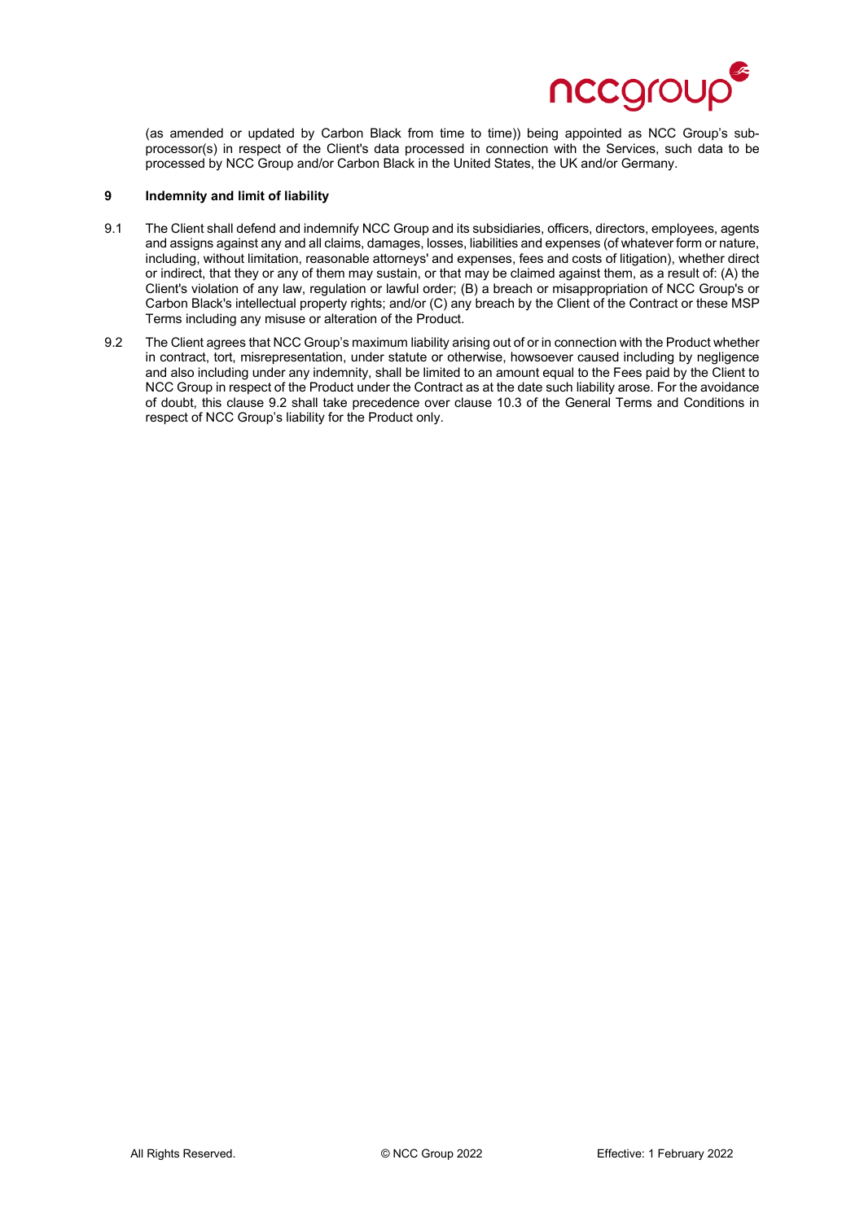(as amended or updated by Carbon Black from time to time)) being appointed as NCC Group's sub-processor(s) in respect of the Client's data processed in connection with the Services, such data to be processed by NCC Group and/or Carbon Black in the United States, the UK and/or Germany.

## 9 Indemnity and limit of liability

9.1 The Client shall defend and indemnify NCC Group and its subsidiaries, officers, directors, employees, agents and assigns against any and all claims, damages, losses, liabilities and expenses (of whatever form or nature, including, without limitation, reasonable attorneys' and expenses, fees and costs of litigation), whether direct or indirect, that they or any of them may sustain, or that may be claimed against them, as a result of: (A) the Client's violation of any law, regulation or lawful order; (B) a breach or misappropriation of NCC Group's or Carbon Black's intellectual property rights; and/or (C) any breach by the Client of the Contract or these MSP Terms including any misuse or alteration of the Product.

9.2 The Client agrees that NCC Group's maximum liability arising out of or in connection with the Product whether in contract, tort, misrepresentation, under statute or otherwise, howsoever caused including by negligence and also including under any indemnity, shall be limited to an amount equal to the Fees paid by the Client to NCC Group in respect of the Product under the Contract as at the date such liability arose. For the avoidance of doubt, this clause 9.2 shall take precedence over clause 10.3 of the General Terms and Conditions in respect of NCC Group's liability for the Product only.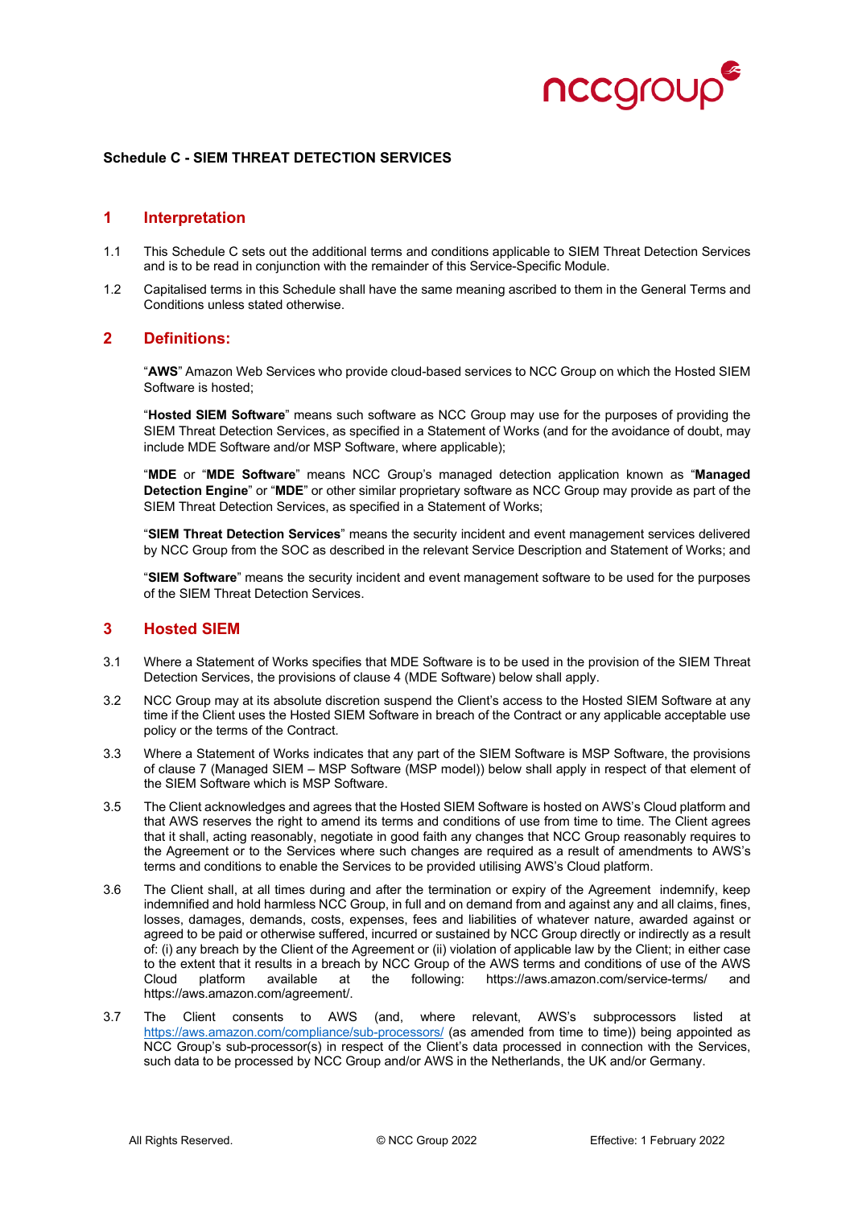**Schedule C - SIEM THREAT DETECTION SERVICES**

## 1 Interpretation

1.1 This Schedule C sets out the additional terms and conditions applicable to SIEM Threat Detection Services and is to be read in conjunction with the remainder of this Service-Specific Module.

1.2 Capitalised terms in this Schedule shall have the same meaning ascribed to them in the General Terms and Conditions unless stated otherwise.

## 2 Definitions:

"**AWS**" Amazon Web Services who provide cloud-based services to NCC Group on which the Hosted SIEM Software is hosted;

"**Hosted SIEM Software**" means such software as NCC Group may use for the purposes of providing the SIEM Threat Detection Services, as specified in a Statement of Works (and for the avoidance of doubt, may include MDE Software and/or MSP Software, where applicable);

"**MDE** or "**MDE Software**" means NCC Group's managed detection application known as "**Managed Detection Engine**" or "**MDE**" or other similar proprietary software as NCC Group may provide as part of the SIEM Threat Detection Services, as specified in a Statement of Works;

"**SIEM Threat Detection Services**" means the security incident and event management services delivered by NCC Group from the SOC as described in the relevant Service Description and Statement of Works; and

"**SIEM Software**" means the security incident and event management software to be used for the purposes of the SIEM Threat Detection Services.

## 3 Hosted SIEM

3.1 Where a Statement of Works specifies that MDE Software is to be used in the provision of the SIEM Threat Detection Services, the provisions of clause 4 (MDE Software) below shall apply.

3.2 NCC Group may at its absolute discretion suspend the Client's access to the Hosted SIEM Software at any time if the Client uses the Hosted SIEM Software in breach of the Contract or any applicable acceptable use policy or the terms of the Contract.

3.3 Where a Statement of Works indicates that any part of the SIEM Software is MSP Software, the provisions of clause 7 (Managed SIEM – MSP Software (MSP model)) below shall apply in respect of that element of the SIEM Software which is MSP Software.

3.5 The Client acknowledges and agrees that the Hosted SIEM Software is hosted on AWS's Cloud platform and that AWS reserves the right to amend its terms and conditions of use from time to time. The Client agrees that it shall, acting reasonably, negotiate in good faith any changes that NCC Group reasonably requires to the Agreement or to the Services where such changes are required as a result of amendments to AWS's terms and conditions to enable the Services to be provided utilising AWS's Cloud platform.

3.6 The Client shall, at all times during and after the termination or expiry of the Agreement indemnify, keep indemnified and hold harmless NCC Group, in full and on demand from and against any and all claims, fines, losses, damages, demands, costs, expenses, fees and liabilities of whatever nature, awarded against or agreed to be paid or otherwise suffered, incurred or sustained by NCC Group directly or indirectly as a result of: (i) any breach by the Client of the Agreement or (ii) violation of applicable law by the Client; in either case to the extent that it results in a breach by NCC Group of the AWS terms and conditions of use of the AWS Cloud platform available at the following: https://aws.amazon.com/service-terms/ and https://aws.amazon.com/agreement/.

3.7 The Client consents to AWS (and, where relevant, AWS's subprocessors listed at https://aws.amazon.com/compliance/sub-processors/ (as amended from time to time)) being appointed as NCC Group's sub-processor(s) in respect of the Client's data processed in connection with the Services, such data to be processed by NCC Group and/or AWS in the Netherlands, the UK and/or Germany.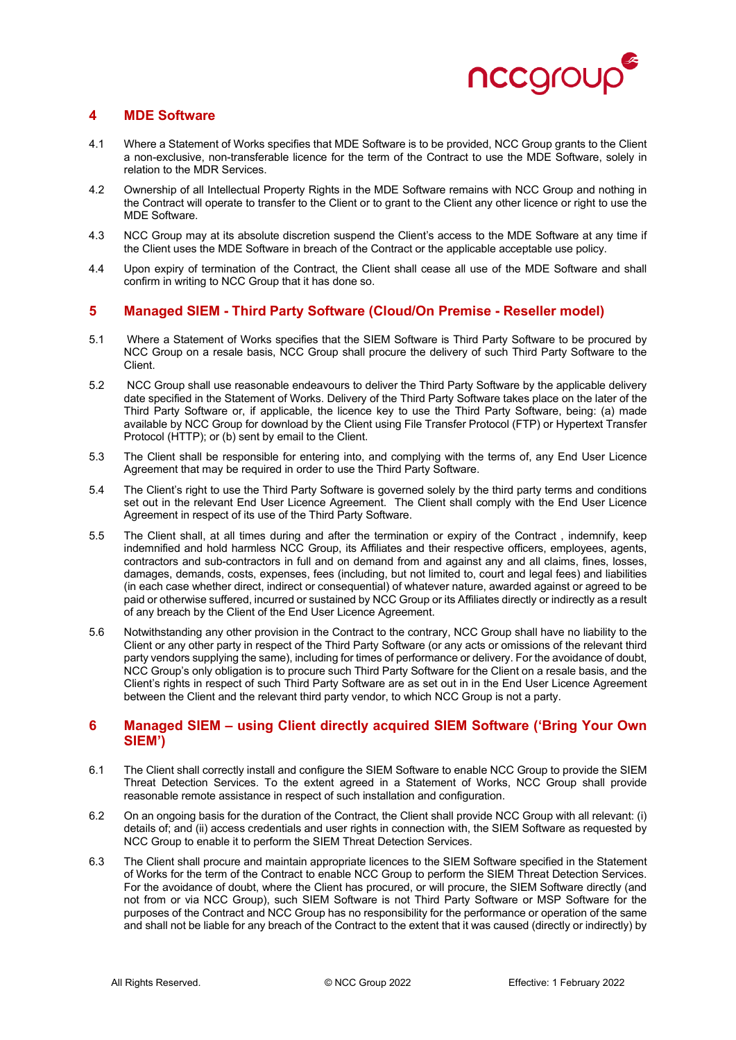## 4 MDE Software

4.1 Where a Statement of Works specifies that MDE Software is to be provided, NCC Group grants to the Client a non-exclusive, non-transferable licence for the term of the Contract to use the MDE Software, solely in relation to the MDR Services.

4.2 Ownership of all Intellectual Property Rights in the MDE Software remains with NCC Group and nothing in the Contract will operate to transfer to the Client or to grant to the Client any other licence or right to use the MDE Software.

4.3 NCC Group may at its absolute discretion suspend the Client's access to the MDE Software at any time if the Client uses the MDE Software in breach of the Contract or the applicable acceptable use policy.

4.4 Upon expiry of termination of the Contract, the Client shall cease all use of the MDE Software and shall confirm in writing to NCC Group that it has done so.

## 5 Managed SIEM - Third Party Software (Cloud/On Premise - Reseller model)

5.1 Where a Statement of Works specifies that the SIEM Software is Third Party Software to be procured by NCC Group on a resale basis, NCC Group shall procure the delivery of such Third Party Software to the Client.

5.2 NCC Group shall use reasonable endeavours to deliver the Third Party Software by the applicable delivery date specified in the Statement of Works. Delivery of the Third Party Software takes place on the later of the Third Party Software or, if applicable, the licence key to use the Third Party Software, being: (a) made available by NCC Group for download by the Client using File Transfer Protocol (FTP) or Hypertext Transfer Protocol (HTTP); or (b) sent by email to the Client.

5.3 The Client shall be responsible for entering into, and complying with the terms of, any End User Licence Agreement that may be required in order to use the Third Party Software.

5.4 The Client's right to use the Third Party Software is governed solely by the third party terms and conditions set out in the relevant End User Licence Agreement. The Client shall comply with the End User Licence Agreement in respect of its use of the Third Party Software.

5.5 The Client shall, at all times during and after the termination or expiry of the Contract , indemnify, keep indemnified and hold harmless NCC Group, its Affiliates and their respective officers, employees, agents, contractors and sub-contractors in full and on demand from and against any and all claims, fines, losses, damages, demands, costs, expenses, fees (including, but not limited to, court and legal fees) and liabilities (in each case whether direct, indirect or consequential) of whatever nature, awarded against or agreed to be paid or otherwise suffered, incurred or sustained by NCC Group or its Affiliates directly or indirectly as a result of any breach by the Client of the End User Licence Agreement.

5.6 Notwithstanding any other provision in the Contract to the contrary, NCC Group shall have no liability to the Client or any other party in respect of the Third Party Software (or any acts or omissions of the relevant third party vendors supplying the same), including for times of performance or delivery. For the avoidance of doubt, NCC Group's only obligation is to procure such Third Party Software for the Client on a resale basis, and the Client's rights in respect of such Third Party Software are as set out in in the End User Licence Agreement between the Client and the relevant third party vendor, to which NCC Group is not a party.

## 6 Managed SIEM – using Client directly acquired SIEM Software ('Bring Your Own SIEM')

6.1 The Client shall correctly install and configure the SIEM Software to enable NCC Group to provide the SIEM Threat Detection Services. To the extent agreed in a Statement of Works, NCC Group shall provide reasonable remote assistance in respect of such installation and configuration.

6.2 On an ongoing basis for the duration of the Contract, the Client shall provide NCC Group with all relevant: (i) details of; and (ii) access credentials and user rights in connection with, the SIEM Software as requested by NCC Group to enable it to perform the SIEM Threat Detection Services.

6.3 The Client shall procure and maintain appropriate licences to the SIEM Software specified in the Statement of Works for the term of the Contract to enable NCC Group to perform the SIEM Threat Detection Services. For the avoidance of doubt, where the Client has procured, or will procure, the SIEM Software directly (and not from or via NCC Group), such SIEM Software is not Third Party Software or MSP Software for the purposes of the Contract and NCC Group has no responsibility for the performance or operation of the same and shall not be liable for any breach of the Contract to the extent that it was caused (directly or indirectly) by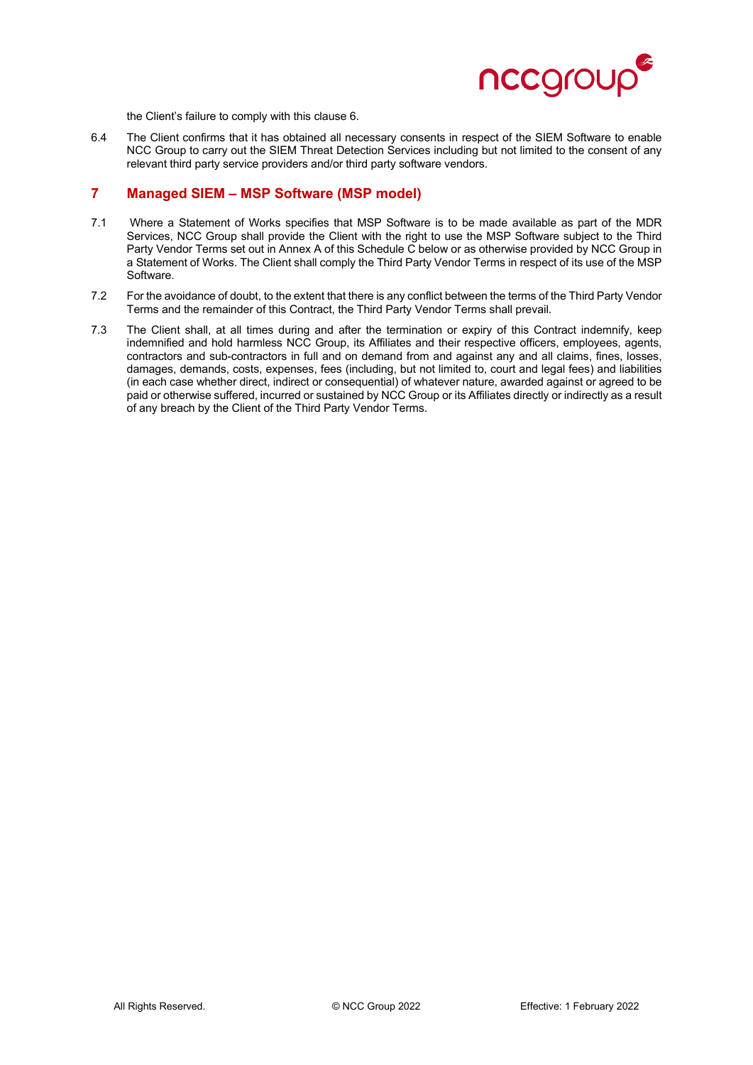the Client's failure to comply with this clause 6.

6.4 The Client confirms that it has obtained all necessary consents in respect of the SIEM Software to enable NCC Group to carry out the SIEM Threat Detection Services including but not limited to the consent of any relevant third party service providers and/or third party software vendors.

## 7 Managed SIEM – MSP Software (MSP model)

7.1 Where a Statement of Works specifies that MSP Software is to be made available as part of the MDR Services, NCC Group shall provide the Client with the right to use the MSP Software subject to the Third Party Vendor Terms set out in Annex A of this Schedule C below or as otherwise provided by NCC Group in a Statement of Works. The Client shall comply the Third Party Vendor Terms in respect of its use of the MSP Software.

7.2 For the avoidance of doubt, to the extent that there is any conflict between the terms of the Third Party Vendor Terms and the remainder of this Contract, the Third Party Vendor Terms shall prevail.

7.3 The Client shall, at all times during and after the termination or expiry of this Contract indemnify, keep indemnified and hold harmless NCC Group, its Affiliates and their respective officers, employees, agents, contractors and sub-contractors in full and on demand from and against any and all claims, fines, losses, damages, demands, costs, expenses, fees (including, but not limited to, court and legal fees) and liabilities (in each case whether direct, indirect or consequential) of whatever nature, awarded against or agreed to be paid or otherwise suffered, incurred or sustained by NCC Group or its Affiliates directly or indirectly as a result of any breach by the Client of the Third Party Vendor Terms.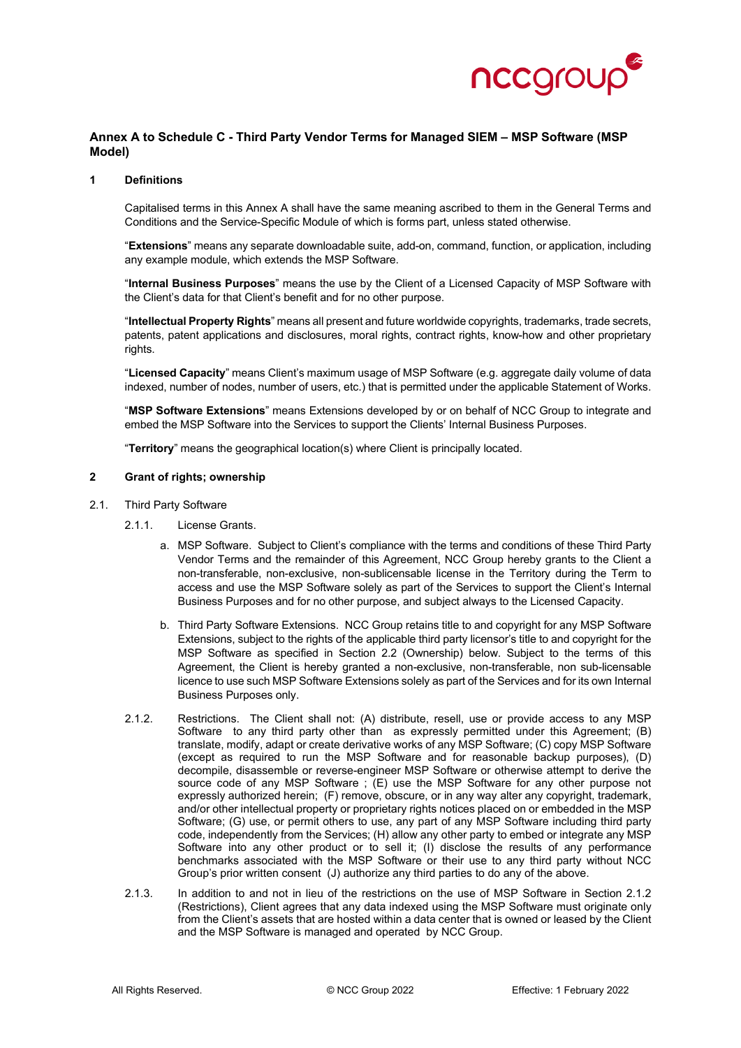## Annex A to Schedule C - Third Party Vendor Terms for Managed SIEM – MSP Software (MSP Model)

### 1 Definitions

Capitalised terms in this Annex A shall have the same meaning ascribed to them in the General Terms and Conditions and the Service-Specific Module of which is forms part, unless stated otherwise.

"**Extensions**" means any separate downloadable suite, add-on, command, function, or application, including any example module, which extends the MSP Software.

"**Internal Business Purposes**" means the use by the Client of a Licensed Capacity of MSP Software with the Client's data for that Client's benefit and for no other purpose.

"**Intellectual Property Rights**" means all present and future worldwide copyrights, trademarks, trade secrets, patents, patent applications and disclosures, moral rights, contract rights, know-how and other proprietary rights.

"**Licensed Capacity**" means Client's maximum usage of MSP Software (e.g. aggregate daily volume of data indexed, number of nodes, number of users, etc.) that is permitted under the applicable Statement of Works.

"**MSP Software Extensions**" means Extensions developed by or on behalf of NCC Group to integrate and embed the MSP Software into the Services to support the Clients' Internal Business Purposes.

"**Territory**" means the geographical location(s) where Client is principally located.

### 2 Grant of rights; ownership

2.1. Third Party Software

2.1.1. License Grants.

a. MSP Software. Subject to Client's compliance with the terms and conditions of these Third Party Vendor Terms and the remainder of this Agreement, NCC Group hereby grants to the Client a non-transferable, non-exclusive, non-sublicensable license in the Territory during the Term to access and use the MSP Software solely as part of the Services to support the Client's Internal Business Purposes and for no other purpose, and subject always to the Licensed Capacity.

b. Third Party Software Extensions. NCC Group retains title to and copyright for any MSP Software Extensions, subject to the rights of the applicable third party licensor's title to and copyright for the MSP Software as specified in Section 2.2 (Ownership) below. Subject to the terms of this Agreement, the Client is hereby granted a non-exclusive, non-transferable, non sub-licensable licence to use such MSP Software Extensions solely as part of the Services and for its own Internal Business Purposes only.

2.1.2. Restrictions. The Client shall not: (A) distribute, resell, use or provide access to any MSP Software to any third party other than as expressly permitted under this Agreement; (B) translate, modify, adapt or create derivative works of any MSP Software; (C) copy MSP Software (except as required to run the MSP Software and for reasonable backup purposes), (D) decompile, disassemble or reverse-engineer MSP Software or otherwise attempt to derive the source code of any MSP Software ; (E) use the MSP Software for any other purpose not expressly authorized herein; (F) remove, obscure, or in any way alter any copyright, trademark, and/or other intellectual property or proprietary rights notices placed on or embedded in the MSP Software; (G) use, or permit others to use, any part of any MSP Software including third party code, independently from the Services; (H) allow any other party to embed or integrate any MSP Software into any other product or to sell it; (I) disclose the results of any performance benchmarks associated with the MSP Software or their use to any third party without NCC Group's prior written consent (J) authorize any third parties to do any of the above.

2.1.3. In addition to and not in lieu of the restrictions on the use of MSP Software in Section 2.1.2 (Restrictions), Client agrees that any data indexed using the MSP Software must originate only from the Client's assets that are hosted within a data center that is owned or leased by the Client and the MSP Software is managed and operated by NCC Group.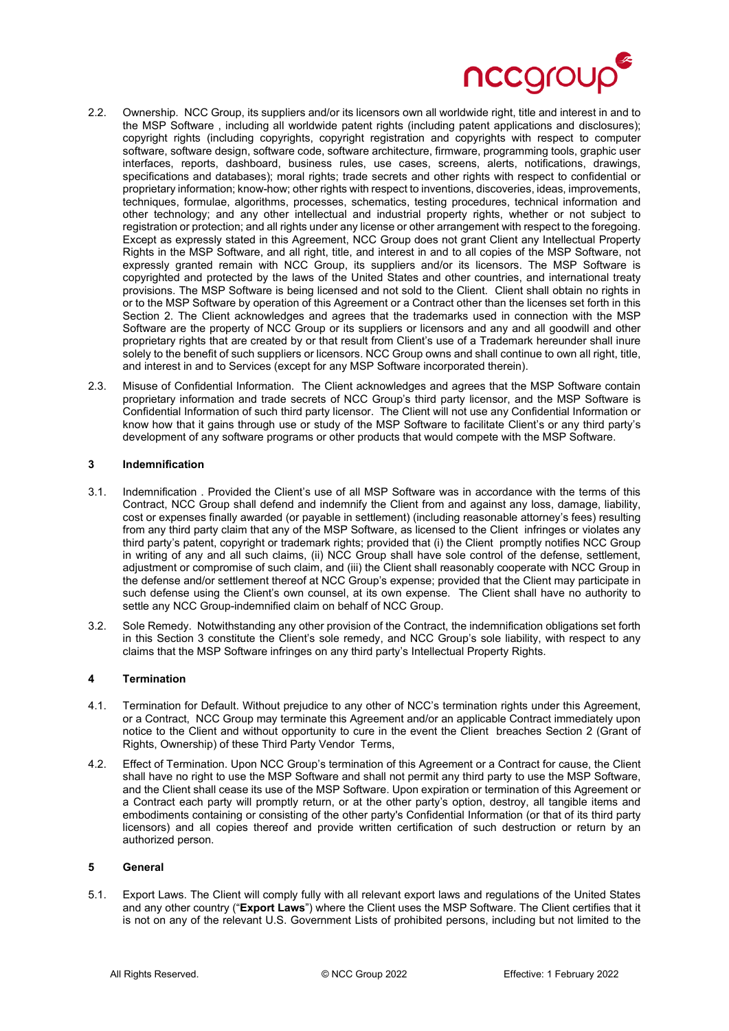2.2. Ownership. NCC Group, its suppliers and/or its licensors own all worldwide right, title and interest in and to the MSP Software , including all worldwide patent rights (including patent applications and disclosures); copyright rights (including copyrights, copyright registration and copyrights with respect to computer software, software design, software code, software architecture, firmware, programming tools, graphic user interfaces, reports, dashboard, business rules, use cases, screens, alerts, notifications, drawings, specifications and databases); moral rights; trade secrets and other rights with respect to confidential or proprietary information; know-how; other rights with respect to inventions, discoveries, ideas, improvements, techniques, formulae, algorithms, processes, schematics, testing procedures, technical information and other technology; and any other intellectual and industrial property rights, whether or not subject to registration or protection; and all rights under any license or other arrangement with respect to the foregoing. Except as expressly stated in this Agreement, NCC Group does not grant Client any Intellectual Property Rights in the MSP Software, and all right, title, and interest in and to all copies of the MSP Software, not expressly granted remain with NCC Group, its suppliers and/or its licensors. The MSP Software is copyrighted and protected by the laws of the United States and other countries, and international treaty provisions. The MSP Software is being licensed and not sold to the Client. Client shall obtain no rights in or to the MSP Software by operation of this Agreement or a Contract other than the licenses set forth in this Section 2. The Client acknowledges and agrees that the trademarks used in connection with the MSP Software are the property of NCC Group or its suppliers or licensors and any and all goodwill and other proprietary rights that are created by or that result from Client's use of a Trademark hereunder shall inure solely to the benefit of such suppliers or licensors. NCC Group owns and shall continue to own all right, title, and interest in and to Services (except for any MSP Software incorporated therein).

2.3. Misuse of Confidential Information. The Client acknowledges and agrees that the MSP Software contain proprietary information and trade secrets of NCC Group's third party licensor, and the MSP Software is Confidential Information of such third party licensor. The Client will not use any Confidential Information or know how that it gains through use or study of the MSP Software to facilitate Client's or any third party's development of any software programs or other products that would compete with the MSP Software.

## 3 Indemnification

3.1. Indemnification . Provided the Client's use of all MSP Software was in accordance with the terms of this Contract, NCC Group shall defend and indemnify the Client from and against any loss, damage, liability, cost or expenses finally awarded (or payable in settlement) (including reasonable attorney's fees) resulting from any third party claim that any of the MSP Software, as licensed to the Client infringes or violates any third party's patent, copyright or trademark rights; provided that (i) the Client promptly notifies NCC Group in writing of any and all such claims, (ii) NCC Group shall have sole control of the defense, settlement, adjustment or compromise of such claim, and (iii) the Client shall reasonably cooperate with NCC Group in the defense and/or settlement thereof at NCC Group's expense; provided that the Client may participate in such defense using the Client's own counsel, at its own expense. The Client shall have no authority to settle any NCC Group-indemnified claim on behalf of NCC Group.

3.2. Sole Remedy. Notwithstanding any other provision of the Contract, the indemnification obligations set forth in this Section 3 constitute the Client's sole remedy, and NCC Group's sole liability, with respect to any claims that the MSP Software infringes on any third party's Intellectual Property Rights.

## 4 Termination

4.1. Termination for Default. Without prejudice to any other of NCC's termination rights under this Agreement, or a Contract, NCC Group may terminate this Agreement and/or an applicable Contract immediately upon notice to the Client and without opportunity to cure in the event the Client breaches Section 2 (Grant of Rights, Ownership) of these Third Party Vendor Terms,

4.2. Effect of Termination. Upon NCC Group's termination of this Agreement or a Contract for cause, the Client shall have no right to use the MSP Software and shall not permit any third party to use the MSP Software, and the Client shall cease its use of the MSP Software. Upon expiration or termination of this Agreement or a Contract each party will promptly return, or at the other party's option, destroy, all tangible items and embodiments containing or consisting of the other party's Confidential Information (or that of its third party licensors) and all copies thereof and provide written certification of such destruction or return by an authorized person.

## 5 General

5.1. Export Laws. The Client will comply fully with all relevant export laws and regulations of the United States and any other country ("**Export Laws**") where the Client uses the MSP Software. The Client certifies that it is not on any of the relevant U.S. Government Lists of prohibited persons, including but not limited to the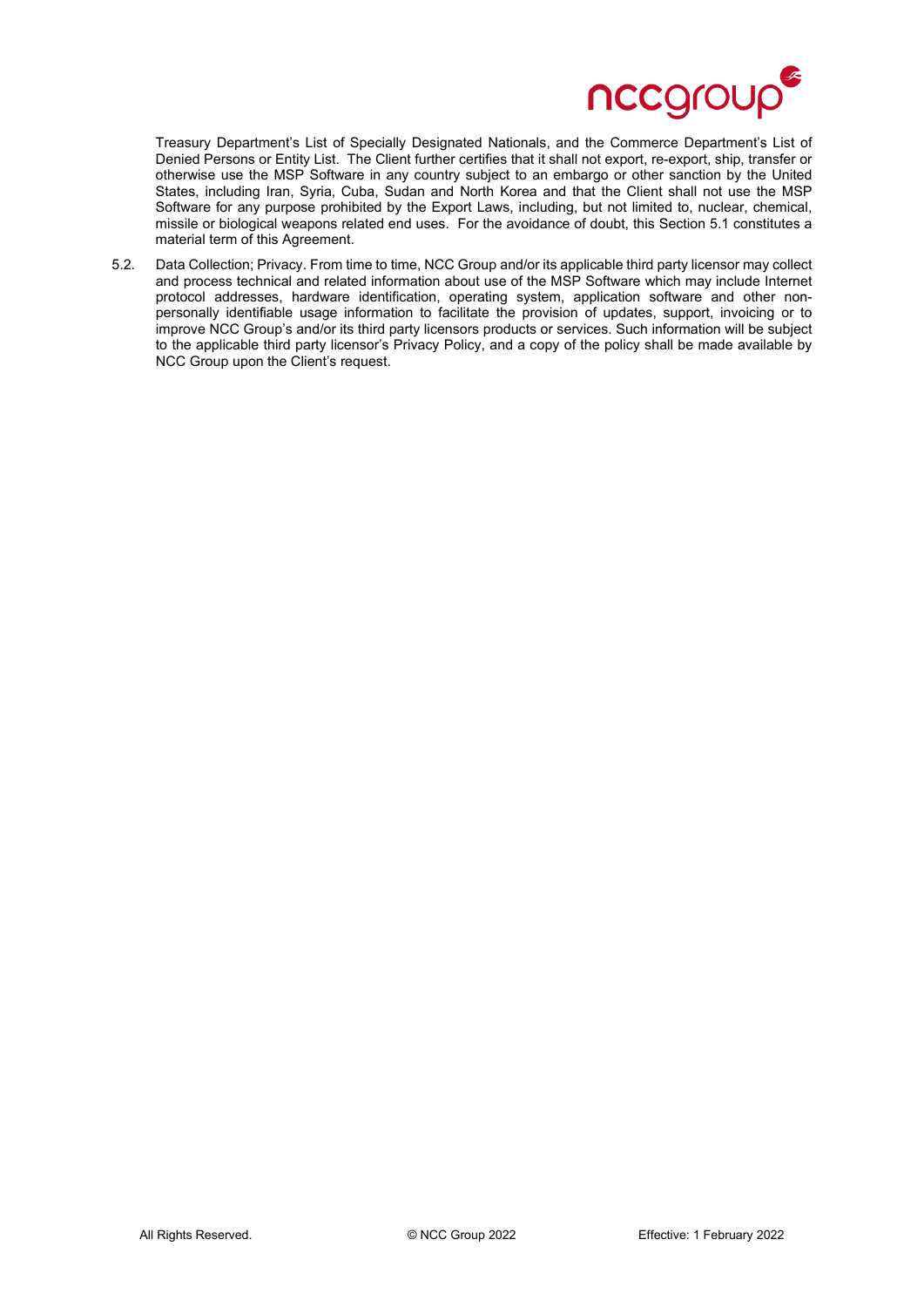Treasury Department's List of Specially Designated Nationals, and the Commerce Department's List of Denied Persons or Entity List. The Client further certifies that it shall not export, re-export, ship, transfer or otherwise use the MSP Software in any country subject to an embargo or other sanction by the United States, including Iran, Syria, Cuba, Sudan and North Korea and that the Client shall not use the MSP Software for any purpose prohibited by the Export Laws, including, but not limited to, nuclear, chemical, missile or biological weapons related end uses. For the avoidance of doubt, this Section 5.1 constitutes a material term of this Agreement.

5.2. Data Collection; Privacy. From time to time, NCC Group and/or its applicable third party licensor may collect and process technical and related information about use of the MSP Software which may include Internet protocol addresses, hardware identification, operating system, application software and other non-personally identifiable usage information to facilitate the provision of updates, support, invoicing or to improve NCC Group's and/or its third party licensors products or services. Such information will be subject to the applicable third party licensor's Privacy Policy, and a copy of the policy shall be made available by NCC Group upon the Client's request.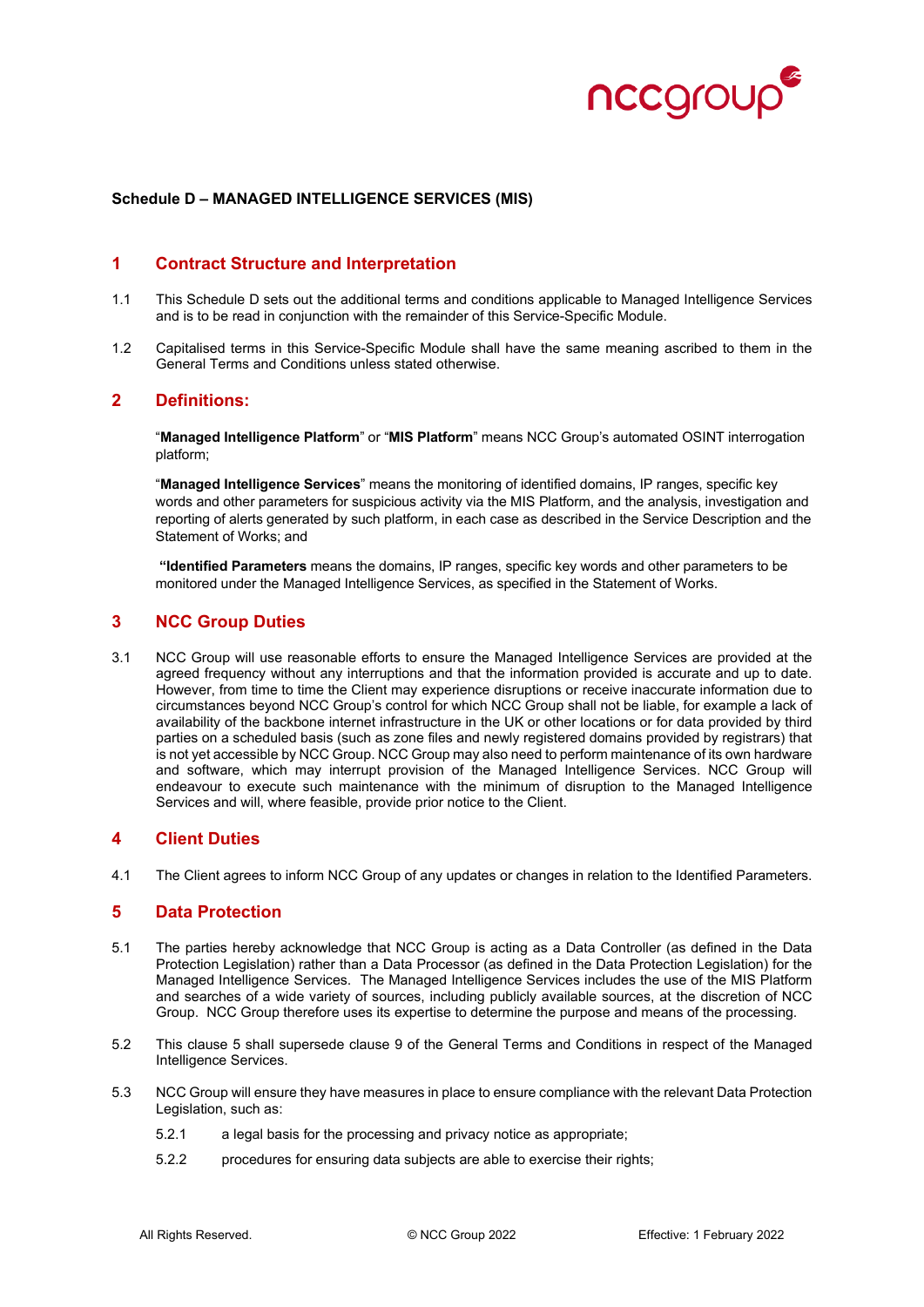**Schedule D – MANAGED INTELLIGENCE SERVICES (MIS)**

## 1 Contract Structure and Interpretation

1.1 This Schedule D sets out the additional terms and conditions applicable to Managed Intelligence Services and is to be read in conjunction with the remainder of this Service-Specific Module.

1.2 Capitalised terms in this Service-Specific Module shall have the same meaning ascribed to them in the General Terms and Conditions unless stated otherwise.

## 2 Definitions:

"**Managed Intelligence Platform**" or "**MIS Platform**" means NCC Group's automated OSINT interrogation platform;

"**Managed Intelligence Services**" means the monitoring of identified domains, IP ranges, specific key words and other parameters for suspicious activity via the MIS Platform, and the analysis, investigation and reporting of alerts generated by such platform, in each case as described in the Service Description and the Statement of Works; and

"**Identified Parameters** means the domains, IP ranges, specific key words and other parameters to be monitored under the Managed Intelligence Services, as specified in the Statement of Works.

## 3 NCC Group Duties

3.1 NCC Group will use reasonable efforts to ensure the Managed Intelligence Services are provided at the agreed frequency without any interruptions and that the information provided is accurate and up to date. However, from time to time the Client may experience disruptions or receive inaccurate information due to circumstances beyond NCC Group's control for which NCC Group shall not be liable, for example a lack of availability of the backbone internet infrastructure in the UK or other locations or for data provided by third parties on a scheduled basis (such as zone files and newly registered domains provided by registrars) that is not yet accessible by NCC Group. NCC Group may also need to perform maintenance of its own hardware and software, which may interrupt provision of the Managed Intelligence Services. NCC Group will endeavour to execute such maintenance with the minimum of disruption to the Managed Intelligence Services and will, where feasible, provide prior notice to the Client.

## 4 Client Duties

4.1 The Client agrees to inform NCC Group of any updates or changes in relation to the Identified Parameters.

## 5 Data Protection

5.1 The parties hereby acknowledge that NCC Group is acting as a Data Controller (as defined in the Data Protection Legislation) rather than a Data Processor (as defined in the Data Protection Legislation) for the Managed Intelligence Services. The Managed Intelligence Services includes the use of the MIS Platform and searches of a wide variety of sources, including publicly available sources, at the discretion of NCC Group. NCC Group therefore uses its expertise to determine the purpose and means of the processing.

5.2 This clause 5 shall supersede clause 9 of the General Terms and Conditions in respect of the Managed Intelligence Services.

5.3 NCC Group will ensure they have measures in place to ensure compliance with the relevant Data Protection Legislation, such as:

5.2.1 a legal basis for the processing and privacy notice as appropriate;

5.2.2 procedures for ensuring data subjects are able to exercise their rights;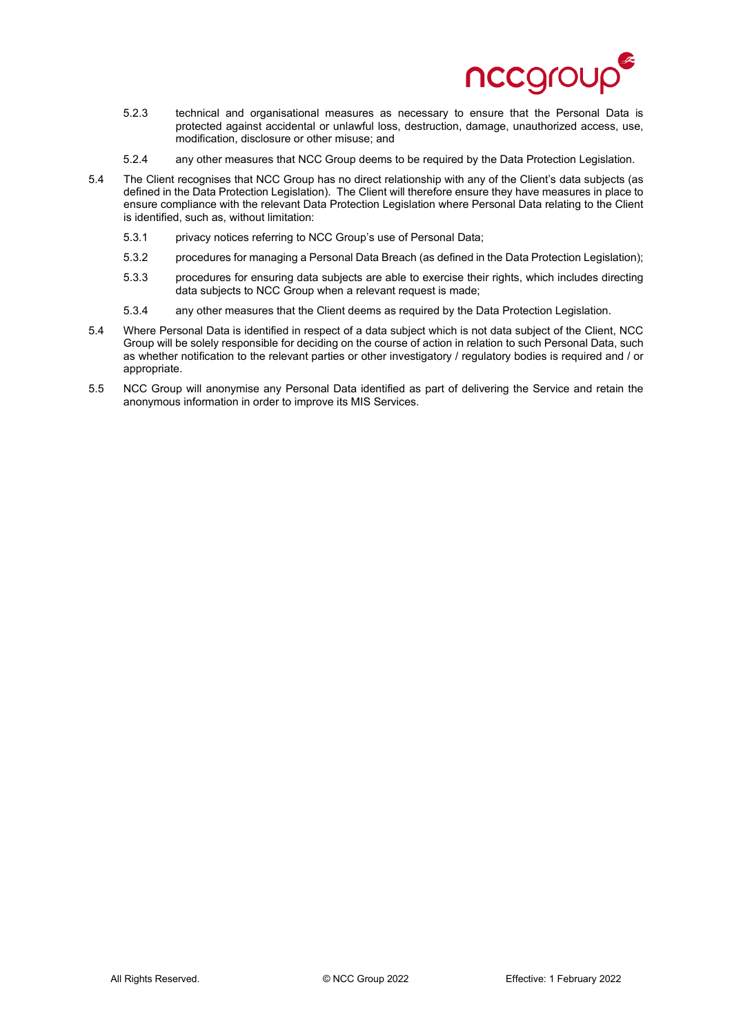5.2.3 technical and organisational measures as necessary to ensure that the Personal Data is protected against accidental or unlawful loss, destruction, damage, unauthorized access, use, modification, disclosure or other misuse; and

5.2.4 any other measures that NCC Group deems to be required by the Data Protection Legislation.

5.4 The Client recognises that NCC Group has no direct relationship with any of the Client's data subjects (as defined in the Data Protection Legislation). The Client will therefore ensure they have measures in place to ensure compliance with the relevant Data Protection Legislation where Personal Data relating to the Client is identified, such as, without limitation:

5.3.1 privacy notices referring to NCC Group's use of Personal Data;

5.3.2 procedures for managing a Personal Data Breach (as defined in the Data Protection Legislation);

5.3.3 procedures for ensuring data subjects are able to exercise their rights, which includes directing data subjects to NCC Group when a relevant request is made;

5.3.4 any other measures that the Client deems as required by the Data Protection Legislation.

5.4 Where Personal Data is identified in respect of a data subject which is not data subject of the Client, NCC Group will be solely responsible for deciding on the course of action in relation to such Personal Data, such as whether notification to the relevant parties or other investigatory / regulatory bodies is required and / or appropriate.

5.5 NCC Group will anonymise any Personal Data identified as part of delivering the Service and retain the anonymous information in order to improve its MIS Services.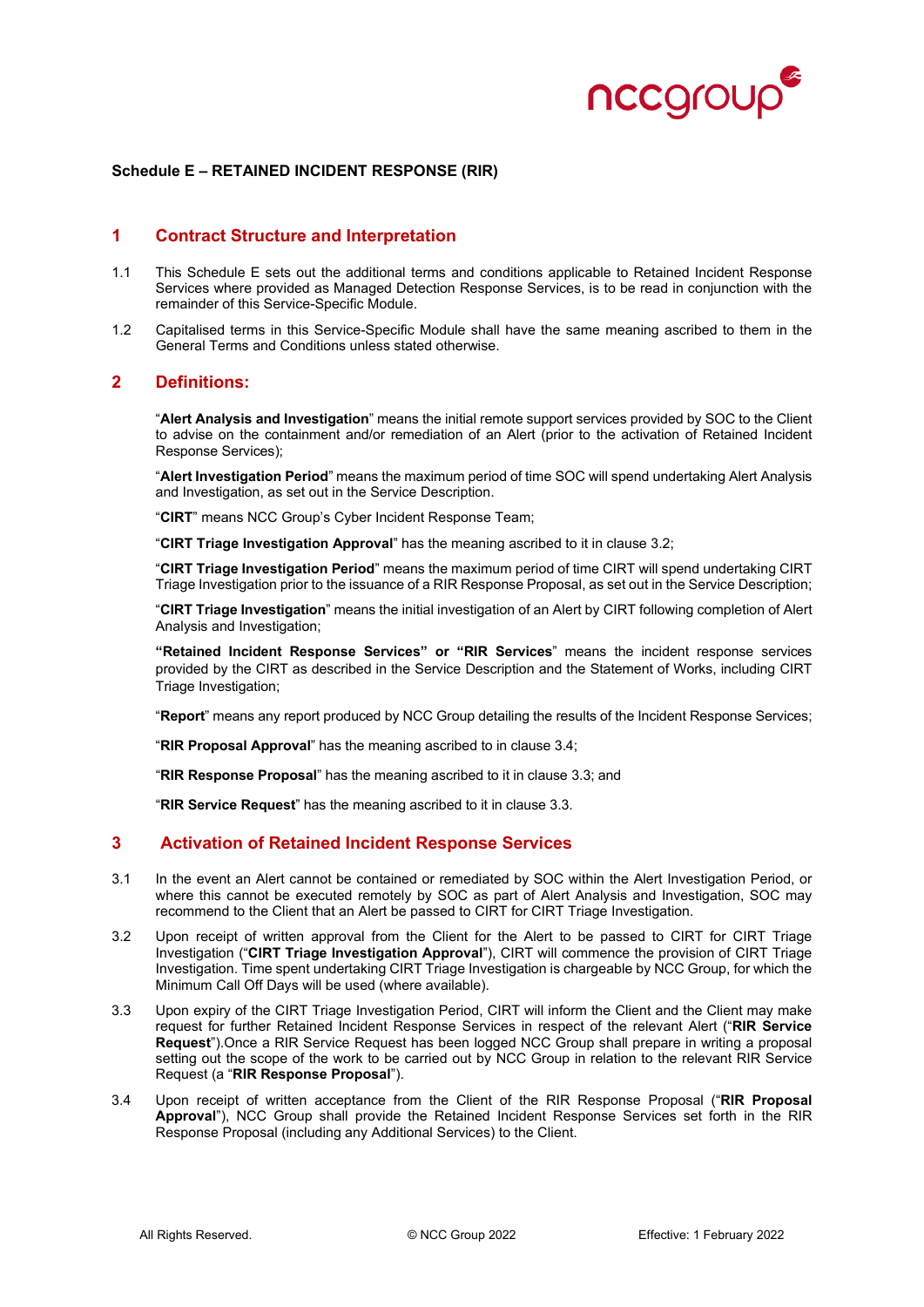**Schedule E – RETAINED INCIDENT RESPONSE (RIR)**

## 1 Contract Structure and Interpretation

1.1 This Schedule E sets out the additional terms and conditions applicable to Retained Incident Response Services where provided as Managed Detection Response Services, is to be read in conjunction with the remainder of this Service-Specific Module.

1.2 Capitalised terms in this Service-Specific Module shall have the same meaning ascribed to them in the General Terms and Conditions unless stated otherwise.

## 2 Definitions:

"**Alert Analysis and Investigation**" means the initial remote support services provided by SOC to the Client to advise on the containment and/or remediation of an Alert (prior to the activation of Retained Incident Response Services);

"**Alert Investigation Period**" means the maximum period of time SOC will spend undertaking Alert Analysis and Investigation, as set out in the Service Description.

"**CIRT**" means NCC Group's Cyber Incident Response Team;

"**CIRT Triage Investigation Approval**" has the meaning ascribed to it in clause 3.2;

"**CIRT Triage Investigation Period**" means the maximum period of time CIRT will spend undertaking CIRT Triage Investigation prior to the issuance of a RIR Response Proposal, as set out in the Service Description;

"**CIRT Triage Investigation**" means the initial investigation of an Alert by CIRT following completion of Alert Analysis and Investigation;

**"Retained Incident Response Services" or "RIR Services"** means the incident response services provided by the CIRT as described in the Service Description and the Statement of Works, including CIRT Triage Investigation;

"**Report**" means any report produced by NCC Group detailing the results of the Incident Response Services;

"**RIR Proposal Approval**" has the meaning ascribed to in clause 3.4;

"**RIR Response Proposal**" has the meaning ascribed to it in clause 3.3; and

"**RIR Service Request**" has the meaning ascribed to it in clause 3.3.

## 3 Activation of Retained Incident Response Services

3.1 In the event an Alert cannot be contained or remediated by SOC within the Alert Investigation Period, or where this cannot be executed remotely by SOC as part of Alert Analysis and Investigation, SOC may recommend to the Client that an Alert be passed to CIRT for CIRT Triage Investigation.

3.2 Upon receipt of written approval from the Client for the Alert to be passed to CIRT for CIRT Triage Investigation ("**CIRT Triage Investigation Approval**"), CIRT will commence the provision of CIRT Triage Investigation. Time spent undertaking CIRT Triage Investigation is chargeable by NCC Group, for which the Minimum Call Off Days will be used (where available).

3.3 Upon expiry of the CIRT Triage Investigation Period, CIRT will inform the Client and the Client may make request for further Retained Incident Response Services in respect of the relevant Alert ("**RIR Service Request**").Once a RIR Service Request has been logged NCC Group shall prepare in writing a proposal setting out the scope of the work to be carried out by NCC Group in relation to the relevant RIR Service Request (a "**RIR Response Proposal**").

3.4 Upon receipt of written acceptance from the Client of the RIR Response Proposal ("**RIR Proposal Approval**"), NCC Group shall provide the Retained Incident Response Services set forth in the RIR Response Proposal (including any Additional Services) to the Client.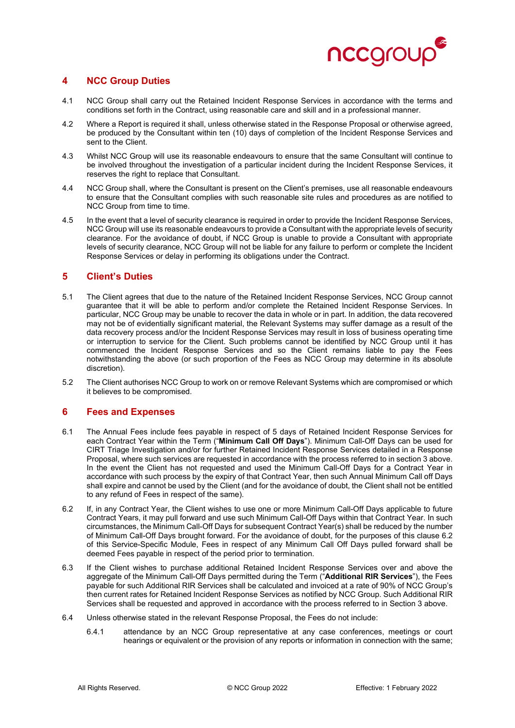## 4 NCC Group Duties

4.1 NCC Group shall carry out the Retained Incident Response Services in accordance with the terms and conditions set forth in the Contract, using reasonable care and skill and in a professional manner.

4.2 Where a Report is required it shall, unless otherwise stated in the Response Proposal or otherwise agreed, be produced by the Consultant within ten (10) days of completion of the Incident Response Services and sent to the Client.

4.3 Whilst NCC Group will use its reasonable endeavours to ensure that the same Consultant will continue to be involved throughout the investigation of a particular incident during the Incident Response Services, it reserves the right to replace that Consultant.

4.4 NCC Group shall, where the Consultant is present on the Client's premises, use all reasonable endeavours to ensure that the Consultant complies with such reasonable site rules and procedures as are notified to NCC Group from time to time.

4.5 In the event that a level of security clearance is required in order to provide the Incident Response Services, NCC Group will use its reasonable endeavours to provide a Consultant with the appropriate levels of security clearance. For the avoidance of doubt, if NCC Group is unable to provide a Consultant with appropriate levels of security clearance, NCC Group will not be liable for any failure to perform or complete the Incident Response Services or delay in performing its obligations under the Contract.

## 5 Client's Duties

5.1 The Client agrees that due to the nature of the Retained Incident Response Services, NCC Group cannot guarantee that it will be able to perform and/or complete the Retained Incident Response Services. In particular, NCC Group may be unable to recover the data in whole or in part. In addition, the data recovered may not be of evidentially significant material, the Relevant Systems may suffer damage as a result of the data recovery process and/or the Incident Response Services may result in loss of business operating time or interruption to service for the Client. Such problems cannot be identified by NCC Group until it has commenced the Incident Response Services and so the Client remains liable to pay the Fees notwithstanding the above (or such proportion of the Fees as NCC Group may determine in its absolute discretion).

5.2 The Client authorises NCC Group to work on or remove Relevant Systems which are compromised or which it believes to be compromised.

## 6 Fees and Expenses

6.1 The Annual Fees include fees payable in respect of 5 days of Retained Incident Response Services for each Contract Year within the Term ("**Minimum Call Off Days**"). Minimum Call-Off Days can be used for CIRT Triage Investigation and/or for further Retained Incident Response Services detailed in a Response Proposal, where such services are requested in accordance with the process referred to in section 3 above. In the event the Client has not requested and used the Minimum Call-Off Days for a Contract Year in accordance with such process by the expiry of that Contract Year, then such Annual Minimum Call off Days shall expire and cannot be used by the Client (and for the avoidance of doubt, the Client shall not be entitled to any refund of Fees in respect of the same).

6.2 If, in any Contract Year, the Client wishes to use one or more Minimum Call-Off Days applicable to future Contract Years, it may pull forward and use such Minimum Call-Off Days within that Contract Year. In such circumstances, the Minimum Call-Off Days for subsequent Contract Year(s) shall be reduced by the number of Minimum Call-Off Days brought forward. For the avoidance of doubt, for the purposes of this clause 6.2 of this Service-Specific Module, Fees in respect of any Minimum Call Off Days pulled forward shall be deemed Fees payable in respect of the period prior to termination.

6.3 If the Client wishes to purchase additional Retained Incident Response Services over and above the aggregate of the Minimum Call-Off Days permitted during the Term ("**Additional RIR Services**"), the Fees payable for such Additional RIR Services shall be calculated and invoiced at a rate of 90% of NCC Group's then current rates for Retained Incident Response Services as notified by NCC Group. Such Additional RIR Services shall be requested and approved in accordance with the process referred to in Section 3 above.

6.4 Unless otherwise stated in the relevant Response Proposal, the Fees do not include:

6.4.1 attendance by an NCC Group representative at any case conferences, meetings or court hearings or equivalent or the provision of any reports or information in connection with the same;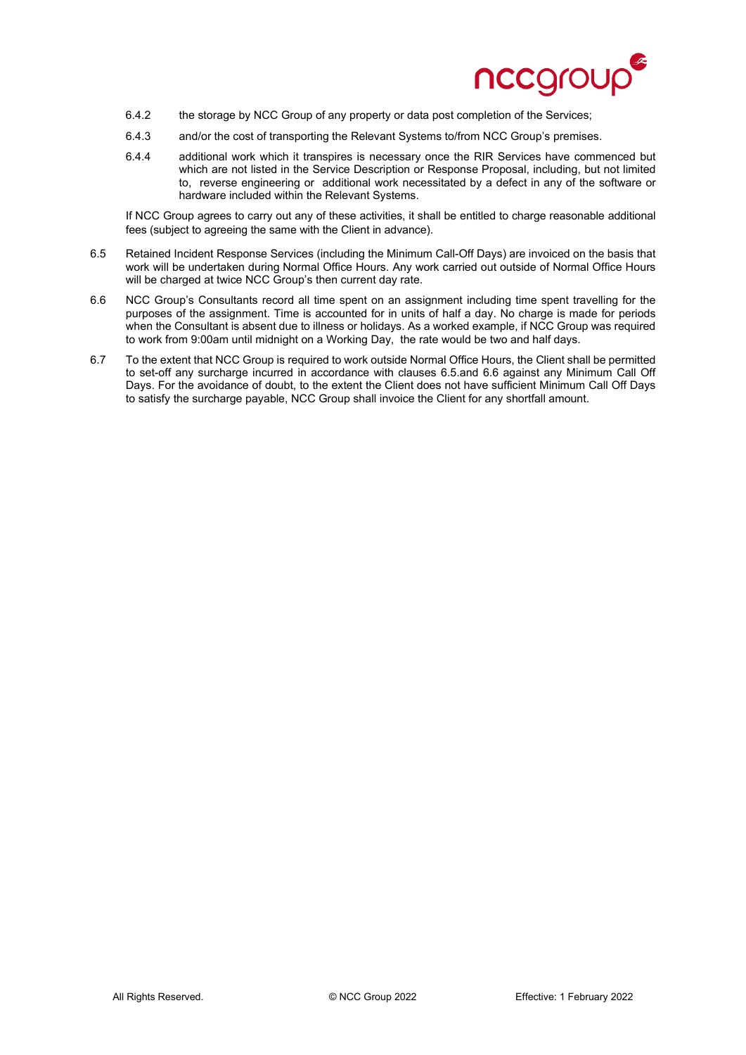6.4.2 the storage by NCC Group of any property or data post completion of the Services;

6.4.3 and/or the cost of transporting the Relevant Systems to/from NCC Group's premises.

6.4.4 additional work which it transpires is necessary once the RIR Services have commenced but which are not listed in the Service Description or Response Proposal, including, but not limited to, reverse engineering or additional work necessitated by a defect in any of the software or hardware included within the Relevant Systems.

If NCC Group agrees to carry out any of these activities, it shall be entitled to charge reasonable additional fees (subject to agreeing the same with the Client in advance).

6.5 Retained Incident Response Services (including the Minimum Call-Off Days) are invoiced on the basis that work will be undertaken during Normal Office Hours. Any work carried out outside of Normal Office Hours will be charged at twice NCC Group's then current day rate.

6.6 NCC Group's Consultants record all time spent on an assignment including time spent travelling for the purposes of the assignment. Time is accounted for in units of half a day. No charge is made for periods when the Consultant is absent due to illness or holidays. As a worked example, if NCC Group was required to work from 9:00am until midnight on a Working Day, the rate would be two and half days.

6.7 To the extent that NCC Group is required to work outside Normal Office Hours, the Client shall be permitted to set-off any surcharge incurred in accordance with clauses 6.5.and 6.6 against any Minimum Call Off Days. For the avoidance of doubt, to the extent the Client does not have sufficient Minimum Call Off Days to satisfy the surcharge payable, NCC Group shall invoice the Client for any shortfall amount.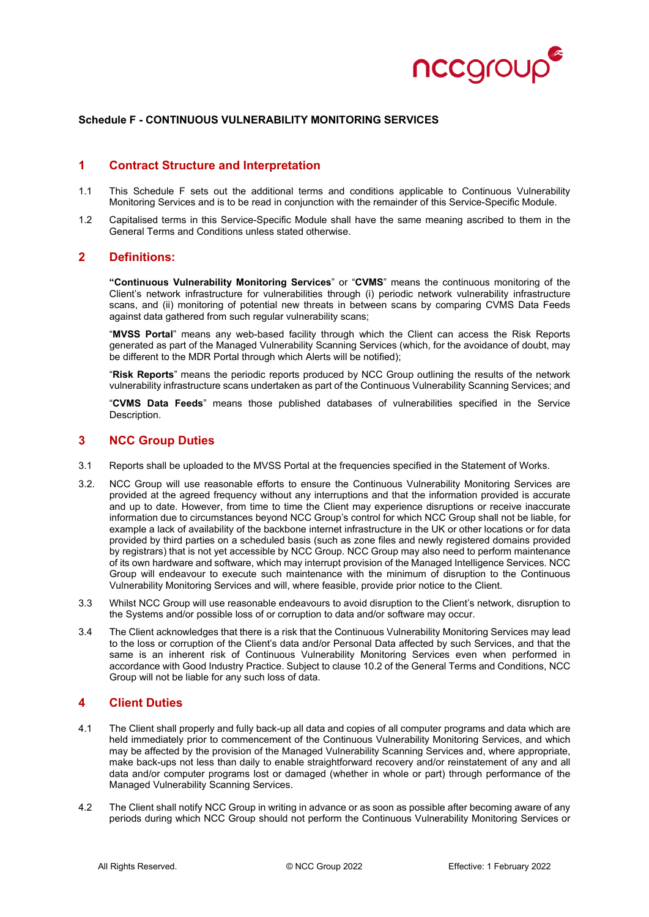**Schedule F - CONTINUOUS VULNERABILITY MONITORING SERVICES**

## 1 Contract Structure and Interpretation

1.1 This Schedule F sets out the additional terms and conditions applicable to Continuous Vulnerability Monitoring Services and is to be read in conjunction with the remainder of this Service-Specific Module.

1.2 Capitalised terms in this Service-Specific Module shall have the same meaning ascribed to them in the General Terms and Conditions unless stated otherwise.

## 2 Definitions:

"**Continuous Vulnerability Monitoring Services**" or "**CVMS**" means the continuous monitoring of the Client's network infrastructure for vulnerabilities through (i) periodic network vulnerability infrastructure scans, and (ii) monitoring of potential new threats in between scans by comparing CVMS Data Feeds against data gathered from such regular vulnerability scans;

"**MVSS Portal**" means any web-based facility through which the Client can access the Risk Reports generated as part of the Managed Vulnerability Scanning Services (which, for the avoidance of doubt, may be different to the MDR Portal through which Alerts will be notified);

"**Risk Reports**" means the periodic reports produced by NCC Group outlining the results of the network vulnerability infrastructure scans undertaken as part of the Continuous Vulnerability Scanning Services; and

"**CVMS Data Feeds**" means those published databases of vulnerabilities specified in the Service Description.

## 3 NCC Group Duties

3.1 Reports shall be uploaded to the MVSS Portal at the frequencies specified in the Statement of Works.

3.2. NCC Group will use reasonable efforts to ensure the Continuous Vulnerability Monitoring Services are provided at the agreed frequency without any interruptions and that the information provided is accurate and up to date. However, from time to time the Client may experience disruptions or receive inaccurate information due to circumstances beyond NCC Group's control for which NCC Group shall not be liable, for example a lack of availability of the backbone internet infrastructure in the UK or other locations or for data provided by third parties on a scheduled basis (such as zone files and newly registered domains provided by registrars) that is not yet accessible by NCC Group. NCC Group may also need to perform maintenance of its own hardware and software, which may interrupt provision of the Managed Intelligence Services. NCC Group will endeavour to execute such maintenance with the minimum of disruption to the Continuous Vulnerability Monitoring Services and will, where feasible, provide prior notice to the Client.

3.3 Whilst NCC Group will use reasonable endeavours to avoid disruption to the Client's network, disruption to the Systems and/or possible loss of or corruption to data and/or software may occur.

3.4 The Client acknowledges that there is a risk that the Continuous Vulnerability Monitoring Services may lead to the loss or corruption of the Client's data and/or Personal Data affected by such Services, and that the same is an inherent risk of Continuous Vulnerability Monitoring Services even when performed in accordance with Good Industry Practice. Subject to clause 10.2 of the General Terms and Conditions, NCC Group will not be liable for any such loss of data.

## 4 Client Duties

4.1 The Client shall properly and fully back-up all data and copies of all computer programs and data which are held immediately prior to commencement of the Continuous Vulnerability Monitoring Services, and which may be affected by the provision of the Managed Vulnerability Scanning Services and, where appropriate, make back-ups not less than daily to enable straightforward recovery and/or reinstatement of any and all data and/or computer programs lost or damaged (whether in whole or part) through performance of the Managed Vulnerability Scanning Services.

4.2 The Client shall notify NCC Group in writing in advance or as soon as possible after becoming aware of any periods during which NCC Group should not perform the Continuous Vulnerability Monitoring Services or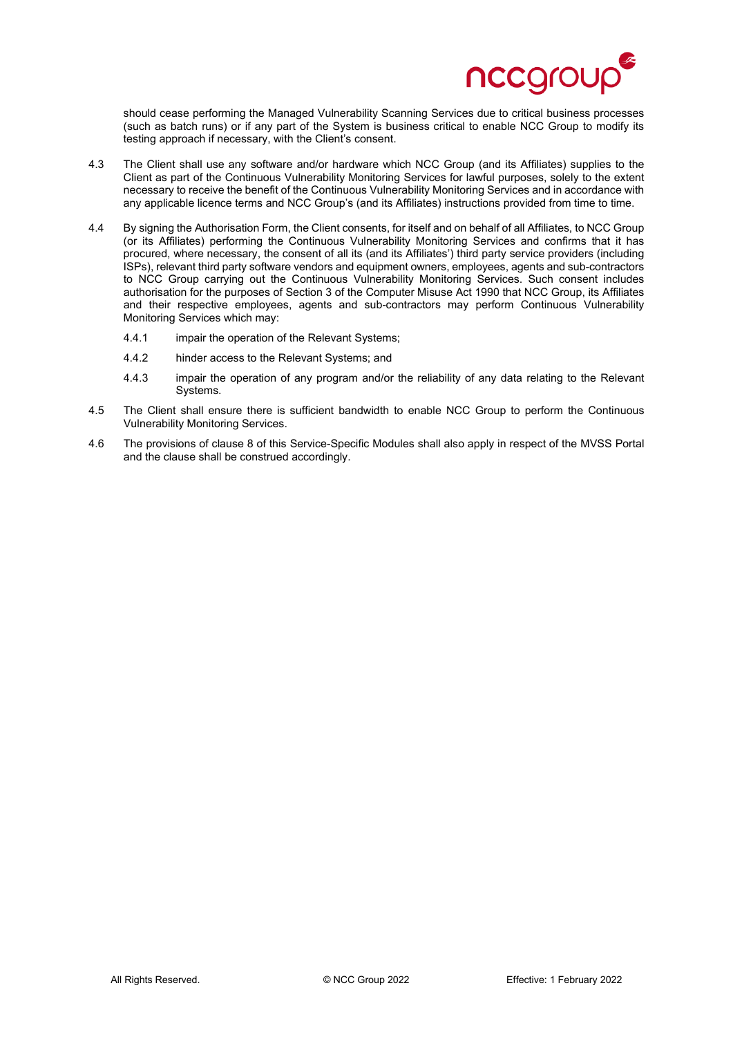should cease performing the Managed Vulnerability Scanning Services due to critical business processes (such as batch runs) or if any part of the System is business critical to enable NCC Group to modify its testing approach if necessary, with the Client's consent.

4.3 The Client shall use any software and/or hardware which NCC Group (and its Affiliates) supplies to the Client as part of the Continuous Vulnerability Monitoring Services for lawful purposes, solely to the extent necessary to receive the benefit of the Continuous Vulnerability Monitoring Services and in accordance with any applicable licence terms and NCC Group's (and its Affiliates) instructions provided from time to time.

4.4 By signing the Authorisation Form, the Client consents, for itself and on behalf of all Affiliates, to NCC Group (or its Affiliates) performing the Continuous Vulnerability Monitoring Services and confirms that it has procured, where necessary, the consent of all its (and its Affiliates') third party service providers (including ISPs), relevant third party software vendors and equipment owners, employees, agents and sub-contractors to NCC Group carrying out the Continuous Vulnerability Monitoring Services. Such consent includes authorisation for the purposes of Section 3 of the Computer Misuse Act 1990 that NCC Group, its Affiliates and their respective employees, agents and sub-contractors may perform Continuous Vulnerability Monitoring Services which may:

4.4.1 impair the operation of the Relevant Systems;

4.4.2 hinder access to the Relevant Systems; and

4.4.3 impair the operation of any program and/or the reliability of any data relating to the Relevant Systems.

4.5 The Client shall ensure there is sufficient bandwidth to enable NCC Group to perform the Continuous Vulnerability Monitoring Services.

4.6 The provisions of clause 8 of this Service-Specific Modules shall also apply in respect of the MVSS Portal and the clause shall be construed accordingly.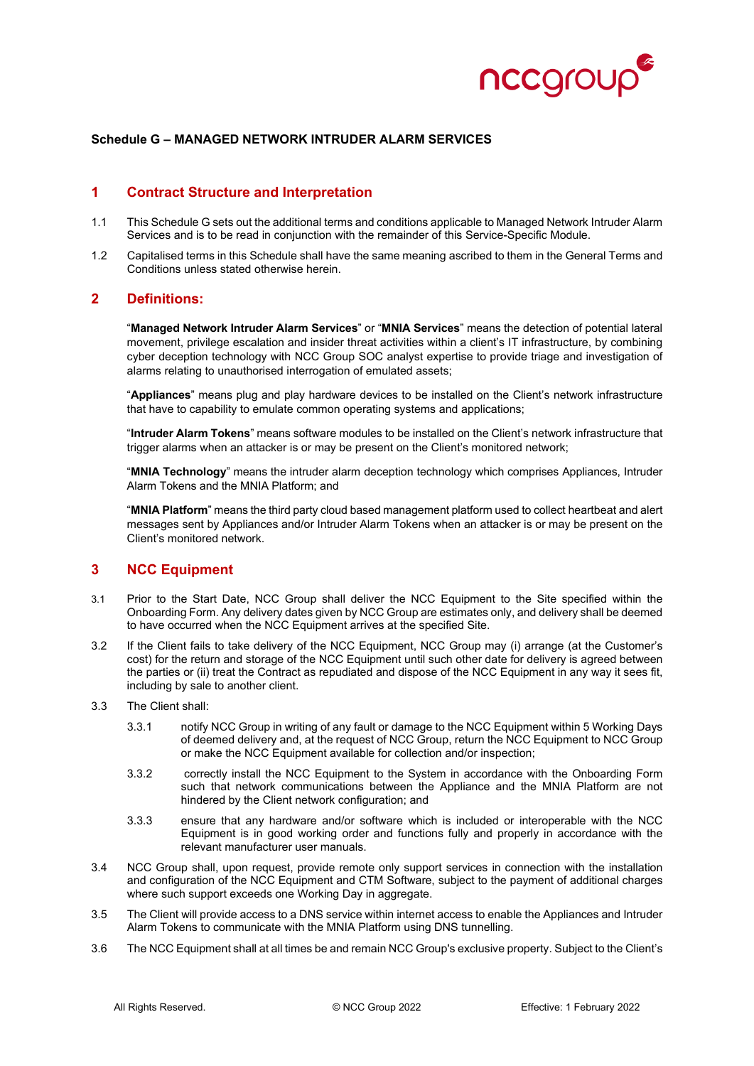**Schedule G – MANAGED NETWORK INTRUDER ALARM SERVICES**

## 1 Contract Structure and Interpretation

1.1 This Schedule G sets out the additional terms and conditions applicable to Managed Network Intruder Alarm Services and is to be read in conjunction with the remainder of this Service-Specific Module.

1.2 Capitalised terms in this Schedule shall have the same meaning ascribed to them in the General Terms and Conditions unless stated otherwise herein.

## 2 Definitions:

"**Managed Network Intruder Alarm Services**" or "**MNIA Services**" means the detection of potential lateral movement, privilege escalation and insider threat activities within a client's IT infrastructure, by combining cyber deception technology with NCC Group SOC analyst expertise to provide triage and investigation of alarms relating to unauthorised interrogation of emulated assets;

"**Appliances**" means plug and play hardware devices to be installed on the Client's network infrastructure that have to capability to emulate common operating systems and applications;

"**Intruder Alarm Tokens**" means software modules to be installed on the Client's network infrastructure that trigger alarms when an attacker is or may be present on the Client's monitored network;

"**MNIA Technology**" means the intruder alarm deception technology which comprises Appliances, Intruder Alarm Tokens and the MNIA Platform; and

"**MNIA Platform**" means the third party cloud based management platform used to collect heartbeat and alert messages sent by Appliances and/or Intruder Alarm Tokens when an attacker is or may be present on the Client's monitored network.

## 3 NCC Equipment

3.1 Prior to the Start Date, NCC Group shall deliver the NCC Equipment to the Site specified within the Onboarding Form. Any delivery dates given by NCC Group are estimates only, and delivery shall be deemed to have occurred when the NCC Equipment arrives at the specified Site.

3.2 If the Client fails to take delivery of the NCC Equipment, NCC Group may (i) arrange (at the Customer's cost) for the return and storage of the NCC Equipment until such other date for delivery is agreed between the parties or (ii) treat the Contract as repudiated and dispose of the NCC Equipment in any way it sees fit, including by sale to another client.

3.3 The Client shall:

3.3.1 notify NCC Group in writing of any fault or damage to the NCC Equipment within 5 Working Days of deemed delivery and, at the request of NCC Group, return the NCC Equipment to NCC Group or make the NCC Equipment available for collection and/or inspection;

3.3.2 correctly install the NCC Equipment to the System in accordance with the Onboarding Form such that network communications between the Appliance and the MNIA Platform are not hindered by the Client network configuration; and

3.3.3 ensure that any hardware and/or software which is included or interoperable with the NCC Equipment is in good working order and functions fully and properly in accordance with the relevant manufacturer user manuals.

3.4 NCC Group shall, upon request, provide remote only support services in connection with the installation and configuration of the NCC Equipment and CTM Software, subject to the payment of additional charges where such support exceeds one Working Day in aggregate.

3.5 The Client will provide access to a DNS service within internet access to enable the Appliances and Intruder Alarm Tokens to communicate with the MNIA Platform using DNS tunnelling.

3.6 The NCC Equipment shall at all times be and remain NCC Group's exclusive property. Subject to the Client's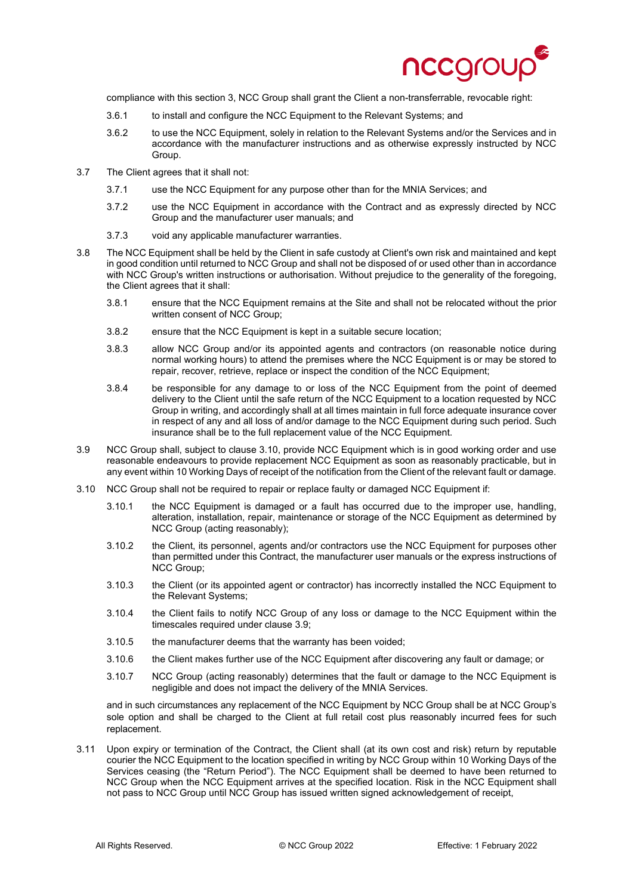compliance with this section 3, NCC Group shall grant the Client a non-transferrable, revocable right:

3.6.1 to install and configure the NCC Equipment to the Relevant Systems; and

3.6.2 to use the NCC Equipment, solely in relation to the Relevant Systems and/or the Services and in accordance with the manufacturer instructions and as otherwise expressly instructed by NCC Group.

3.7 The Client agrees that it shall not:

3.7.1 use the NCC Equipment for any purpose other than for the MNIA Services; and

3.7.2 use the NCC Equipment in accordance with the Contract and as expressly directed by NCC Group and the manufacturer user manuals; and

3.7.3 void any applicable manufacturer warranties.

3.8 The NCC Equipment shall be held by the Client in safe custody at Client's own risk and maintained and kept in good condition until returned to NCC Group and shall not be disposed of or used other than in accordance with NCC Group's written instructions or authorisation. Without prejudice to the generality of the foregoing, the Client agrees that it shall:

3.8.1 ensure that the NCC Equipment remains at the Site and shall not be relocated without the prior written consent of NCC Group;

3.8.2 ensure that the NCC Equipment is kept in a suitable secure location;

3.8.3 allow NCC Group and/or its appointed agents and contractors (on reasonable notice during normal working hours) to attend the premises where the NCC Equipment is or may be stored to repair, recover, retrieve, replace or inspect the condition of the NCC Equipment;

3.8.4 be responsible for any damage to or loss of the NCC Equipment from the point of deemed delivery to the Client until the safe return of the NCC Equipment to a location requested by NCC Group in writing, and accordingly shall at all times maintain in full force adequate insurance cover in respect of any and all loss of and/or damage to the NCC Equipment during such period. Such insurance shall be to the full replacement value of the NCC Equipment.

3.9 NCC Group shall, subject to clause 3.10, provide NCC Equipment which is in good working order and use reasonable endeavours to provide replacement NCC Equipment as soon as reasonably practicable, but in any event within 10 Working Days of receipt of the notification from the Client of the relevant fault or damage.

3.10 NCC Group shall not be required to repair or replace faulty or damaged NCC Equipment if:

3.10.1 the NCC Equipment is damaged or a fault has occurred due to the improper use, handling, alteration, installation, repair, maintenance or storage of the NCC Equipment as determined by NCC Group (acting reasonably);

3.10.2 the Client, its personnel, agents and/or contractors use the NCC Equipment for purposes other than permitted under this Contract, the manufacturer user manuals or the express instructions of NCC Group;

3.10.3 the Client (or its appointed agent or contractor) has incorrectly installed the NCC Equipment to the Relevant Systems;

3.10.4 the Client fails to notify NCC Group of any loss or damage to the NCC Equipment within the timescales required under clause 3.9;

3.10.5 the manufacturer deems that the warranty has been voided;

3.10.6 the Client makes further use of the NCC Equipment after discovering any fault or damage; or

3.10.7 NCC Group (acting reasonably) determines that the fault or damage to the NCC Equipment is negligible and does not impact the delivery of the MNIA Services.

and in such circumstances any replacement of the NCC Equipment by NCC Group shall be at NCC Group's sole option and shall be charged to the Client at full retail cost plus reasonably incurred fees for such replacement.

3.11 Upon expiry or termination of the Contract, the Client shall (at its own cost and risk) return by reputable courier the NCC Equipment to the location specified in writing by NCC Group within 10 Working Days of the Services ceasing (the "Return Period"). The NCC Equipment shall be deemed to have been returned to NCC Group when the NCC Equipment arrives at the specified location. Risk in the NCC Equipment shall not pass to NCC Group until NCC Group has issued written signed acknowledgement of receipt,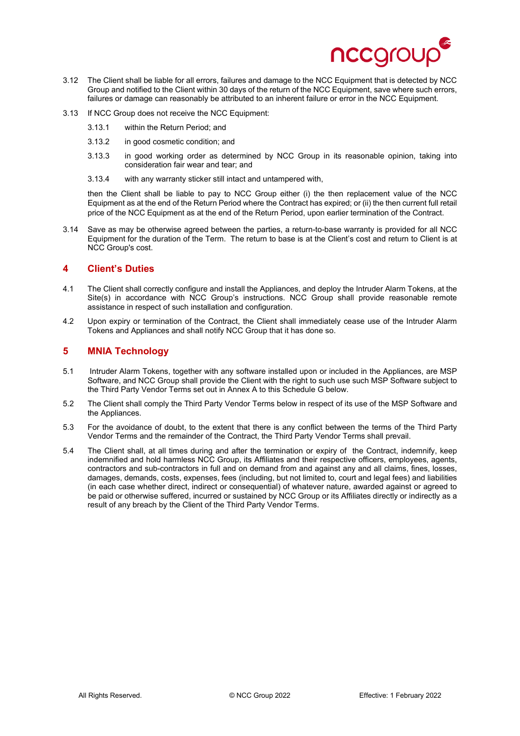3.12 The Client shall be liable for all errors, failures and damage to the NCC Equipment that is detected by NCC Group and notified to the Client within 30 days of the return of the NCC Equipment, save where such errors, failures or damage can reasonably be attributed to an inherent failure or error in the NCC Equipment.

3.13 If NCC Group does not receive the NCC Equipment:

3.13.1 within the Return Period; and

3.13.2 in good cosmetic condition; and

3.13.3 in good working order as determined by NCC Group in its reasonable opinion, taking into consideration fair wear and tear; and

3.13.4 with any warranty sticker still intact and untampered with,

then the Client shall be liable to pay to NCC Group either (i) the then replacement value of the NCC Equipment as at the end of the Return Period where the Contract has expired; or (ii) the then current full retail price of the NCC Equipment as at the end of the Return Period, upon earlier termination of the Contract.

3.14 Save as may be otherwise agreed between the parties, a return-to-base warranty is provided for all NCC Equipment for the duration of the Term. The return to base is at the Client's cost and return to Client is at NCC Group's cost.

## 4 Client's Duties

4.1 The Client shall correctly configure and install the Appliances, and deploy the Intruder Alarm Tokens, at the Site(s) in accordance with NCC Group's instructions. NCC Group shall provide reasonable remote assistance in respect of such installation and configuration.

4.2 Upon expiry or termination of the Contract, the Client shall immediately cease use of the Intruder Alarm Tokens and Appliances and shall notify NCC Group that it has done so.

## 5 MNIA Technology

5.1 Intruder Alarm Tokens, together with any software installed upon or included in the Appliances, are MSP Software, and NCC Group shall provide the Client with the right to such use such MSP Software subject to the Third Party Vendor Terms set out in Annex A to this Schedule G below.

5.2 The Client shall comply the Third Party Vendor Terms below in respect of its use of the MSP Software and the Appliances.

5.3 For the avoidance of doubt, to the extent that there is any conflict between the terms of the Third Party Vendor Terms and the remainder of the Contract, the Third Party Vendor Terms shall prevail.

5.4 The Client shall, at all times during and after the termination or expiry of the Contract, indemnify, keep indemnified and hold harmless NCC Group, its Affiliates and their respective officers, employees, agents, contractors and sub-contractors in full and on demand from and against any and all claims, fines, losses, damages, demands, costs, expenses, fees (including, but not limited to, court and legal fees) and liabilities (in each case whether direct, indirect or consequential) of whatever nature, awarded against or agreed to be paid or otherwise suffered, incurred or sustained by NCC Group or its Affiliates directly or indirectly as a result of any breach by the Client of the Third Party Vendor Terms.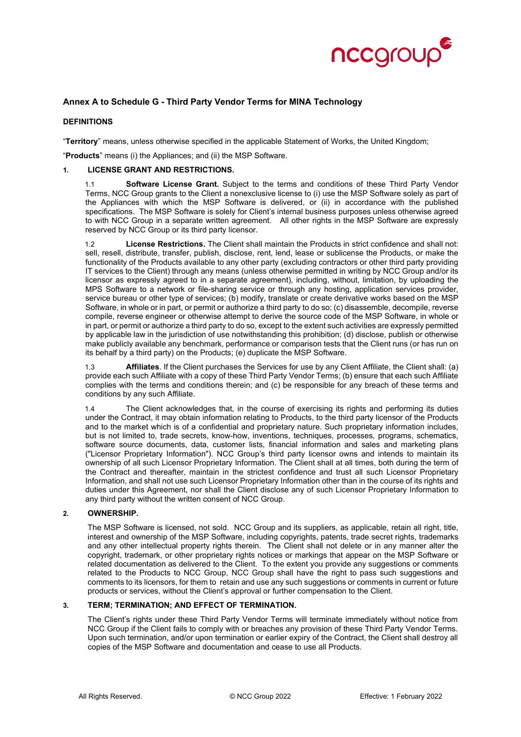## Annex A to Schedule G - Third Party Vendor Terms for MINA Technology

**DEFINITIONS**

"**Territory**" means, unless otherwise specified in the applicable Statement of Works, the United Kingdom;

"**Products**" means (i) the Appliances; and (ii) the MSP Software.

### 1. LICENSE GRANT AND RESTRICTIONS.

1.1 **Software License Grant.** Subject to the terms and conditions of these Third Party Vendor Terms, NCC Group grants to the Client a nonexclusive license to (i) use the MSP Software solely as part of the Appliances with which the MSP Software is delivered, or (ii) in accordance with the published specifications. The MSP Software is solely for Client's internal business purposes unless otherwise agreed to with NCC Group in a separate written agreement. All other rights in the MSP Software are expressly reserved by NCC Group or its third party licensor.

1.2 **License Restrictions.** The Client shall maintain the Products in strict confidence and shall not: sell, resell, distribute, transfer, publish, disclose, rent, lend, lease or sublicense the Products, or make the functionality of the Products available to any other party (excluding contractors or other third party providing IT services to the Client) through any means (unless otherwise permitted in writing by NCC Group and/or its licensor as expressly agreed to in a separate agreement), including, without, limitation, by uploading the MPS Software to a network or file-sharing service or through any hosting, application services provider, service bureau or other type of services; (b) modify, translate or create derivative works based on the MSP Software, in whole or in part, or permit or authorize a third party to do so; (c) disassemble, decompile, reverse compile, reverse engineer or otherwise attempt to derive the source code of the MSP Software, in whole or in part, or permit or authorize a third party to do so, except to the extent such activities are expressly permitted by applicable law in the jurisdiction of use notwithstanding this prohibition; (d) disclose, publish or otherwise make publicly available any benchmark, performance or comparison tests that the Client runs (or has run on its behalf by a third party) on the Products; (e) duplicate the MSP Software.

1.3 **Affiliates**. If the Client purchases the Services for use by any Client Affiliate, the Client shall: (a) provide each such Affiliate with a copy of these Third Party Vendor Terms; (b) ensure that each such Affiliate complies with the terms and conditions therein; and (c) be responsible for any breach of these terms and conditions by any such Affiliate.

1.4 The Client acknowledges that, in the course of exercising its rights and performing its duties under the Contract, it may obtain information relating to Products, to the third party licensor of the Products and to the market which is of a confidential and proprietary nature. Such proprietary information includes, but is not limited to, trade secrets, know-how, inventions, techniques, processes, programs, schematics, software source documents, data, customer lists, financial information and sales and marketing plans ("Licensor Proprietary Information"). NCC Group's third party licensor owns and intends to maintain its ownership of all such Licensor Proprietary Information. The Client shall at all times, both during the term of the Contract and thereafter, maintain in the strictest confidence and trust all such Licensor Proprietary Information, and shall not use such Licensor Proprietary Information other than in the course of its rights and duties under this Agreement, nor shall the Client disclose any of such Licensor Proprietary Information to any third party without the written consent of NCC Group.

### 2. OWNERSHIP.

The MSP Software is licensed, not sold. NCC Group and its suppliers, as applicable, retain all right, title, interest and ownership of the MSP Software, including copyrights, patents, trade secret rights, trademarks and any other intellectual property rights therein. The Client shall not delete or in any manner alter the copyright, trademark, or other proprietary rights notices or markings that appear on the MSP Software or related documentation as delivered to the Client. To the extent you provide any suggestions or comments related to the Products to NCC Group, NCC Group shall have the right to pass such suggestions and comments to its licensors, for them to retain and use any such suggestions or comments in current or future products or services, without the Client's approval or further compensation to the Client.

### 3. TERM; TERMINATION; AND EFFECT OF TERMINATION.

The Client's rights under these Third Party Vendor Terms will terminate immediately without notice from NCC Group if the Client fails to comply with or breaches any provision of these Third Party Vendor Terms. Upon such termination, and/or upon termination or earlier expiry of the Contract, the Client shall destroy all copies of the MSP Software and documentation and cease to use all Products.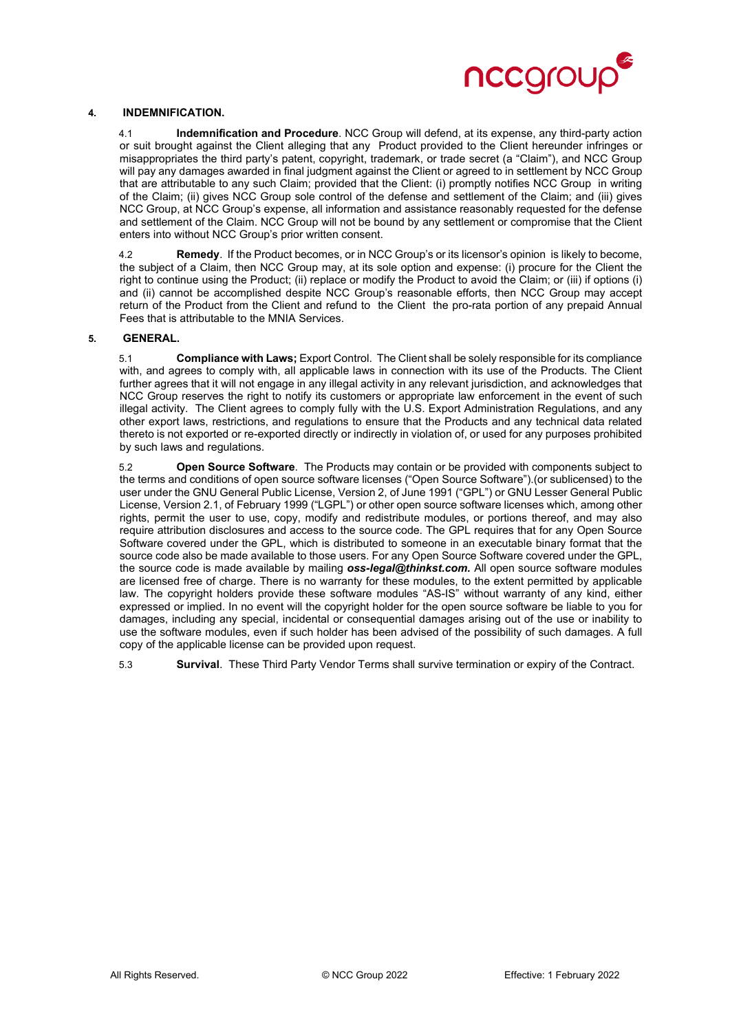## 4. INDEMNIFICATION.

4.1 **Indemnification and Procedure**. NCC Group will defend, at its expense, any third-party action or suit brought against the Client alleging that any Product provided to the Client hereunder infringes or misappropriates the third party's patent, copyright, trademark, or trade secret (a "Claim"), and NCC Group will pay any damages awarded in final judgment against the Client or agreed to in settlement by NCC Group that are attributable to any such Claim; provided that the Client: (i) promptly notifies NCC Group in writing of the Claim; (ii) gives NCC Group sole control of the defense and settlement of the Claim; and (iii) gives NCC Group, at NCC Group's expense, all information and assistance reasonably requested for the defense and settlement of the Claim. NCC Group will not be bound by any settlement or compromise that the Client enters into without NCC Group's prior written consent.

4.2 **Remedy**. If the Product becomes, or in NCC Group's or its licensor's opinion is likely to become, the subject of a Claim, then NCC Group may, at its sole option and expense: (i) procure for the Client the right to continue using the Product; (ii) replace or modify the Product to avoid the Claim; or (iii) if options (i) and (ii) cannot be accomplished despite NCC Group's reasonable efforts, then NCC Group may accept return of the Product from the Client and refund to the Client the pro-rata portion of any prepaid Annual Fees that is attributable to the MNIA Services.

## 5. GENERAL.

5.1 **Compliance with Laws;** Export Control. The Client shall be solely responsible for its compliance with, and agrees to comply with, all applicable laws in connection with its use of the Products. The Client further agrees that it will not engage in any illegal activity in any relevant jurisdiction, and acknowledges that NCC Group reserves the right to notify its customers or appropriate law enforcement in the event of such illegal activity. The Client agrees to comply fully with the U.S. Export Administration Regulations, and any other export laws, restrictions, and regulations to ensure that the Products and any technical data related thereto is not exported or re-exported directly or indirectly in violation of, or used for any purposes prohibited by such laws and regulations.

5.2 **Open Source Software**. The Products may contain or be provided with components subject to the terms and conditions of open source software licenses ("Open Source Software").(or sublicensed) to the user under the GNU General Public License, Version 2, of June 1991 ("GPL") or GNU Lesser General Public License, Version 2.1, of February 1999 ("LGPL") or other open source software licenses which, among other rights, permit the user to use, copy, modify and redistribute modules, or portions thereof, and may also require attribution disclosures and access to the source code. The GPL requires that for any Open Source Software covered under the GPL, which is distributed to someone in an executable binary format that the source code also be made available to those users. For any Open Source Software covered under the GPL, the source code is made available by mailing ***oss-legal@thinkst.com.*** All open source software modules are licensed free of charge. There is no warranty for these modules, to the extent permitted by applicable law. The copyright holders provide these software modules "AS-IS" without warranty of any kind, either expressed or implied. In no event will the copyright holder for the open source software be liable to you for damages, including any special, incidental or consequential damages arising out of the use or inability to use the software modules, even if such holder has been advised of the possibility of such damages. A full copy of the applicable license can be provided upon request.

5.3 **Survival**. These Third Party Vendor Terms shall survive termination or expiry of the Contract.